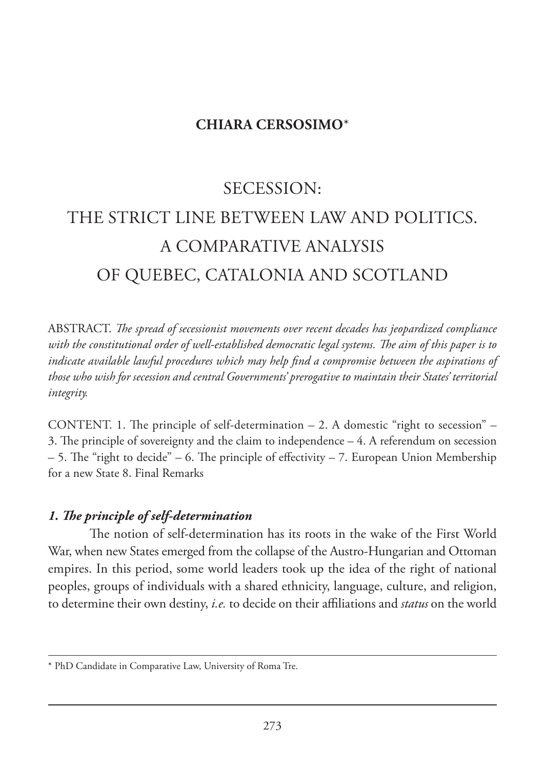**CHIARA CERSOSIMO***

# SECESSION: THE STRICT LINE BETWEEN LAW AND POLITICS. A COMPARATIVE ANALYSIS OF QUEBEC, CATALONIA AND SCOTLAND

ABSTRACT. *The spread of secessionist movements over recent decades has jeopardized compliance with the constitutional order of well-established democratic legal systems. The aim of this paper is to indicate available lawful procedures which may help find a compromise between the aspirations of those who wish for secession and central Governments' prerogative to maintain their States' territorial integrity.*

CONTENT. 1. The principle of self-determination – 2. A domestic "right to secession" – 3. The principle of sovereignty and the claim to independence – 4. A referendum on secession – 5. The "right to decide" – 6. The principle of effectivity – 7. European Union Membership for a new State 8. Final Remarks

## *1. The principle of self-determination*

The notion of self-determination has its roots in the wake of the First World War, when new States emerged from the collapse of the Austro-Hungarian and Ottoman empires. In this period, some world leaders took up the idea of the right of national peoples, groups of individuals with a shared ethnicity, language, culture, and religion, to determine their own destiny, *i.e.* to decide on their affiliations and *status* on the world

---

* PhD Candidate in Comparative Law, University of Roma Tre.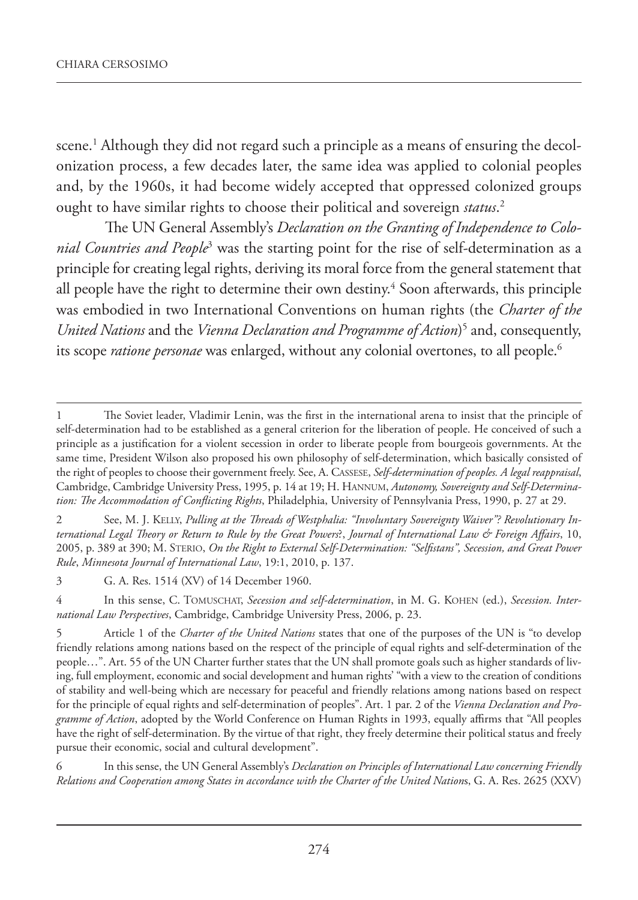scene.[1] Although they did not regard such a principle as a means of ensuring the decolonization process, a few decades later, the same idea was applied to colonial peoples and, by the 1960s, it had become widely accepted that oppressed colonized groups ought to have similar rights to choose their political and sovereign *status*.[2]

The UN General Assembly's *Declaration on the Granting of Independence to Colonial Countries and People*[3] was the starting point for the rise of self-determination as a principle for creating legal rights, deriving its moral force from the general statement that all people have the right to determine their own destiny.[4] Soon afterwards, this principle was embodied in two International Conventions on human rights (the *Charter of the United Nations* and the *Vienna Declaration and Programme of Action*)[5] and, consequently, its scope *ratione personae* was enlarged, without any colonial overtones, to all people.[6]

---

1 The Soviet leader, Vladimir Lenin, was the first in the international arena to insist that the principle of self-determination had to be established as a general criterion for the liberation of people. He conceived of such a principle as a justification for a violent secession in order to liberate people from bourgeois governments. At the same time, President Wilson also proposed his own philosophy of self-determination, which basically consisted of the right of peoples to choose their government freely. See, A. Cassese, *Self-determination of peoples. A legal reappraisal*, Cambridge, Cambridge University Press, 1995, p. 14 at 19; H. Hannum, *Autonomy, Sovereignty and Self-Determination: The Accommodation of Conflicting Rights*, Philadelphia, University of Pennsylvania Press, 1990, p. 27 at 29.

2 See, M. J. Kelly, *Pulling at the Threads of Westphalia: "Involuntary Sovereignty Waiver"? Revolutionary International Legal Theory or Return to Rule by the Great Powers*?, *Journal of International Law & Foreign Affairs*, 10, 2005, p. 389 at 390; M. Sterio, *On the Right to External Self-Determination: "Selfistans", Secession, and Great Power Rule*, *Minnesota Journal of International Law*, 19:1, 2010, p. 137.

3 G. A. Res. 1514 (XV) of 14 December 1960.

4 In this sense, C. Tomuschat, *Secession and self-determination*, in M. G. Kohen (ed.), *Secession. International Law Perspectives*, Cambridge, Cambridge University Press, 2006, p. 23.

5 Article 1 of the *Charter of the United Nations* states that one of the purposes of the UN is "to develop friendly relations among nations based on the respect of the principle of equal rights and self-determination of the people…". Art. 55 of the UN Charter further states that the UN shall promote goals such as higher standards of living, full employment, economic and social development and human rights' "with a view to the creation of conditions of stability and well-being which are necessary for peaceful and friendly relations among nations based on respect for the principle of equal rights and self-determination of peoples". Art. 1 par. 2 of the *Vienna Declaration and Programme of Action*, adopted by the World Conference on Human Rights in 1993, equally affirms that "All peoples have the right of self-determination. By the virtue of that right, they freely determine their political status and freely pursue their economic, social and cultural development".

6 In this sense, the UN General Assembly's *Declaration on Principles of International Law concerning Friendly Relations and Cooperation among States in accordance with the Charter of the United Nations*, G. A. Res. 2625 (XXV)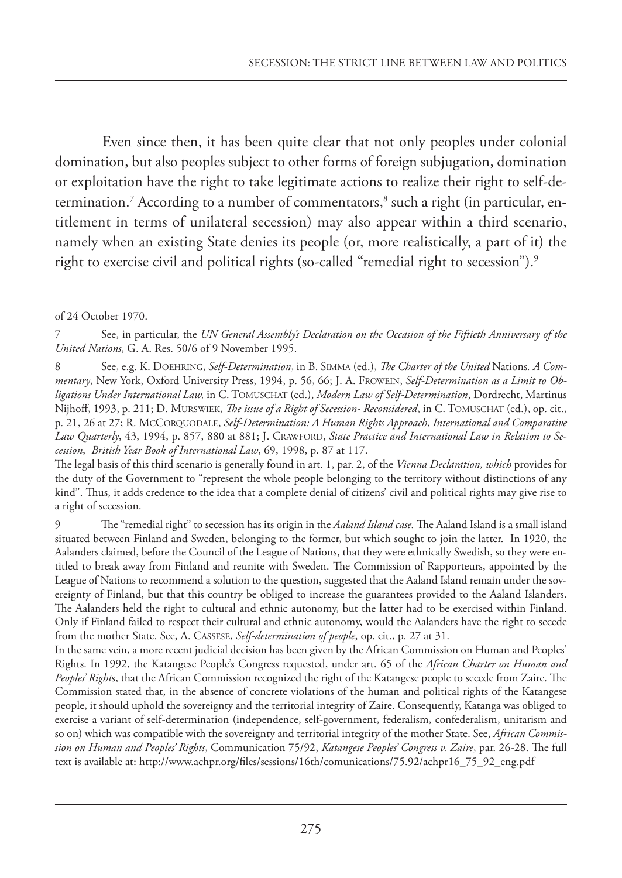Even since then, it has been quite clear that not only peoples under colonial domination, but also peoples subject to other forms of foreign subjugation, domination or exploitation have the right to take legitimate actions to realize their right to self-determination.[7] According to a number of commentators,[8] such a right (in particular, entitlement in terms of unilateral secession) may also appear within a third scenario, namely when an existing State denies its people (or, more realistically, a part of it) the right to exercise civil and political rights (so-called "remedial right to secession").[9]

---

of 24 October 1970.

7 See, in particular, the *UN General Assembly's Declaration on the Occasion of the Fiftieth Anniversary of the United Nations*, G. A. Res. 50/6 of 9 November 1995.

8 See, e.g. K. Doehring, *Self-Determination*, in B. Simma (ed.), *The Charter of the United* Nations*. A Commentary*, New York, Oxford University Press, 1994, p. 56, 66; J. A. Frowein, *Self-Determination as a Limit to Obligations Under International Law,* in C. Tomuschat (ed.), *Modern Law of Self-Determination*, Dordrecht, Martinus Nijhoff, 1993, p. 211; D. Murswiek, *The issue of a Right of Secession- Reconsidered*, in C. Tomuschat (ed.), op. cit., p. 21, 26 at 27; R. McCorquodale, *Self-Determination: A Human Rights Approach*, *International and Comparative Law Quarterly*, 43, 1994, p. 857, 880 at 881; J. Crawford, *State Practice and International Law in Relation to Secession*, *British Year Book of International Law*, 69, 1998, p. 87 at 117.

The legal basis of this third scenario is generally found in art. 1, par. 2, of the *Vienna Declaration, which* provides for the duty of the Government to "represent the whole people belonging to the territory without distinctions of any kind". Thus, it adds credence to the idea that a complete denial of citizens' civil and political rights may give rise to a right of secession.

9 The "remedial right" to secession has its origin in the *Aaland Island case.* The Aaland Island is a small island situated between Finland and Sweden, belonging to the former, but which sought to join the latter. In 1920, the Aalanders claimed, before the Council of the League of Nations, that they were ethnically Swedish, so they were entitled to break away from Finland and reunite with Sweden. The Commission of Rapporteurs, appointed by the League of Nations to recommend a solution to the question, suggested that the Aaland Island remain under the sovereignty of Finland, but that this country be obliged to increase the guarantees provided to the Aaland Islanders. The Aalanders held the right to cultural and ethnic autonomy, but the latter had to be exercised within Finland. Only if Finland failed to respect their cultural and ethnic autonomy, would the Aalanders have the right to secede from the mother State. See, A. Cassese, *Self-determination of people*, op. cit., p. 27 at 31.

In the same vein, a more recent judicial decision has been given by the African Commission on Human and Peoples' Rights. In 1992, the Katangese People's Congress requested, under art. 65 of the *African Charter on Human and Peoples' Rights*, that the African Commission recognized the right of the Katangese people to secede from Zaire. The Commission stated that, in the absence of concrete violations of the human and political rights of the Katangese people, it should uphold the sovereignty and the territorial integrity of Zaire. Consequently, Katanga was obliged to exercise a variant of self-determination (independence, self-government, federalism, confederalism, unitarism and so on) which was compatible with the sovereignty and territorial integrity of the mother State. See, *African Commission on Human and Peoples' Rights*, Communication 75/92, *Katangese Peoples' Congress v. Zaire*, par. 26-28. The full text is available at: http://www.achpr.org/files/sessions/16th/comunications/75.92/achpr16_75_92_eng.pdf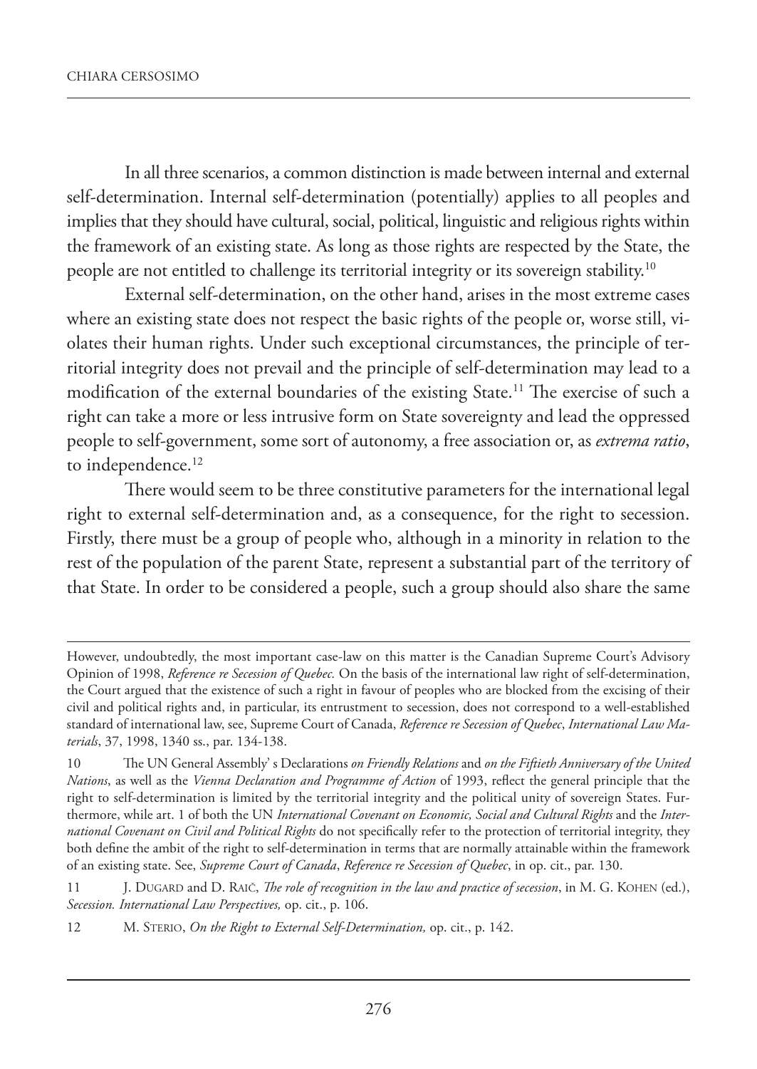In all three scenarios, a common distinction is made between internal and external self-determination. Internal self-determination (potentially) applies to all peoples and implies that they should have cultural, social, political, linguistic and religious rights within the framework of an existing state. As long as those rights are respected by the State, the people are not entitled to challenge its territorial integrity or its sovereign stability.[10]

External self-determination, on the other hand, arises in the most extreme cases where an existing state does not respect the basic rights of the people or, worse still, violates their human rights. Under such exceptional circumstances, the principle of territorial integrity does not prevail and the principle of self-determination may lead to a modification of the external boundaries of the existing State.[11] The exercise of such a right can take a more or less intrusive form on State sovereignty and lead the oppressed people to self-government, some sort of autonomy, a free association or, as *extrema ratio*, to independence.[12]

There would seem to be three constitutive parameters for the international legal right to external self-determination and, as a consequence, for the right to secession. Firstly, there must be a group of people who, although in a minority in relation to the rest of the population of the parent State, represent a substantial part of the territory of that State. In order to be considered a people, such a group should also share the same

---

However, undoubtedly, the most important case-law on this matter is the Canadian Supreme Court's Advisory Opinion of 1998, *Reference re Secession of Quebec.* On the basis of the international law right of self-determination, the Court argued that the existence of such a right in favour of peoples who are blocked from the excising of their civil and political rights and, in particular, its entrustment to secession, does not correspond to a well-established standard of international law, see, Supreme Court of Canada, *Reference re Secession of Quebec*, *International Law Materials*, 37, 1998, 1340 ss., par. 134-138.

10 The UN General Assembly' s Declarations *on Friendly Relations* and *on the Fiftieth Anniversary of the United Nations*, as well as the *Vienna Declaration and Programme of Action* of 1993, reflect the general principle that the right to self-determination is limited by the territorial integrity and the political unity of sovereign States. Furthermore, while art. 1 of both the UN *International Covenant on Economic, Social and Cultural Rights* and the *International Covenant on Civil and Political Rights* do not specifically refer to the protection of territorial integrity, they both define the ambit of the right to self-determination in terms that are normally attainable within the framework of an existing state. See, *Supreme Court of Canada*, *Reference re Secession of Quebec*, in op. cit., par. 130.

11 J. Dugard and D. Raič, *The role of recognition in the law and practice of secession*, in M. G. Kohen (ed.), *Secession. International Law Perspectives,* op. cit., p. 106.

12 M. Sterio, *On the Right to External Self-Determination,* op. cit., p. 142.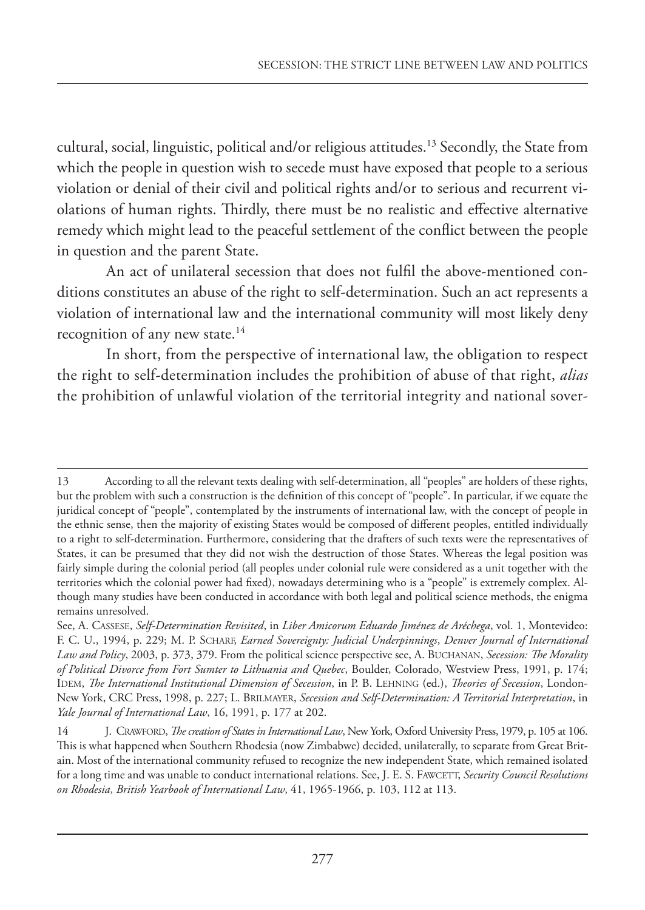cultural, social, linguistic, political and/or religious attitudes.[13] Secondly, the State from which the people in question wish to secede must have exposed that people to a serious violation or denial of their civil and political rights and/or to serious and recurrent violations of human rights. Thirdly, there must be no realistic and effective alternative remedy which might lead to the peaceful settlement of the conflict between the people in question and the parent State.

An act of unilateral secession that does not fulfil the above-mentioned conditions constitutes an abuse of the right to self-determination. Such an act represents a violation of international law and the international community will most likely deny recognition of any new state.[14]

In short, from the perspective of international law, the obligation to respect the right to self-determination includes the prohibition of abuse of that right, *alias* the prohibition of unlawful violation of the territorial integrity and national sover-

---

13 According to all the relevant texts dealing with self-determination, all "peoples" are holders of these rights, but the problem with such a construction is the definition of this concept of "people". In particular, if we equate the juridical concept of "people", contemplated by the instruments of international law, with the concept of people in the ethnic sense, then the majority of existing States would be composed of different peoples, entitled individually to a right to self-determination. Furthermore, considering that the drafters of such texts were the representatives of States, it can be presumed that they did not wish the destruction of those States. Whereas the legal position was fairly simple during the colonial period (all peoples under colonial rule were considered as a unit together with the territories which the colonial power had fixed), nowadays determining who is a "people" is extremely complex. Although many studies have been conducted in accordance with both legal and political science methods, the enigma remains unresolved.

See, A. Cassese, *Self-Determination Revisited*, in *Liber Amicorum Eduardo Jiménez de Aréchega*, vol. 1, Montevideo: F. C. U., 1994, p. 229; M. P. Scharf, *Earned Sovereignty: Judicial Underpinnings*, *Denver Journal of International Law and Policy*, 2003, p. 373, 379. From the political science perspective see, A. Buchanan, *Secession: The Morality of Political Divorce from Fort Sumter to Lithuania and Quebec*, Boulder, Colorado, Westview Press, 1991, p. 174; Idem, *The International Institutional Dimension of Secession*, in P. B. Lehning (ed.), *Theories of Secession*, London-New York, CRC Press, 1998, p. 227; L. Brilmayer, *Secession and Self-Determination: A Territorial Interpretation*, in *Yale Journal of International Law*, 16, 1991, p. 177 at 202.

14 J. Crawford, *The creation of States in International Law*, New York, Oxford University Press, 1979, p. 105 at 106. This is what happened when Southern Rhodesia (now Zimbabwe) decided, unilaterally, to separate from Great Britain. Most of the international community refused to recognize the new independent State, which remained isolated for a long time and was unable to conduct international relations. See, J. E. S. Fawcett, *Security Council Resolutions on Rhodesia*, *British Yearbook of International Law*, 41, 1965-1966, p. 103, 112 at 113.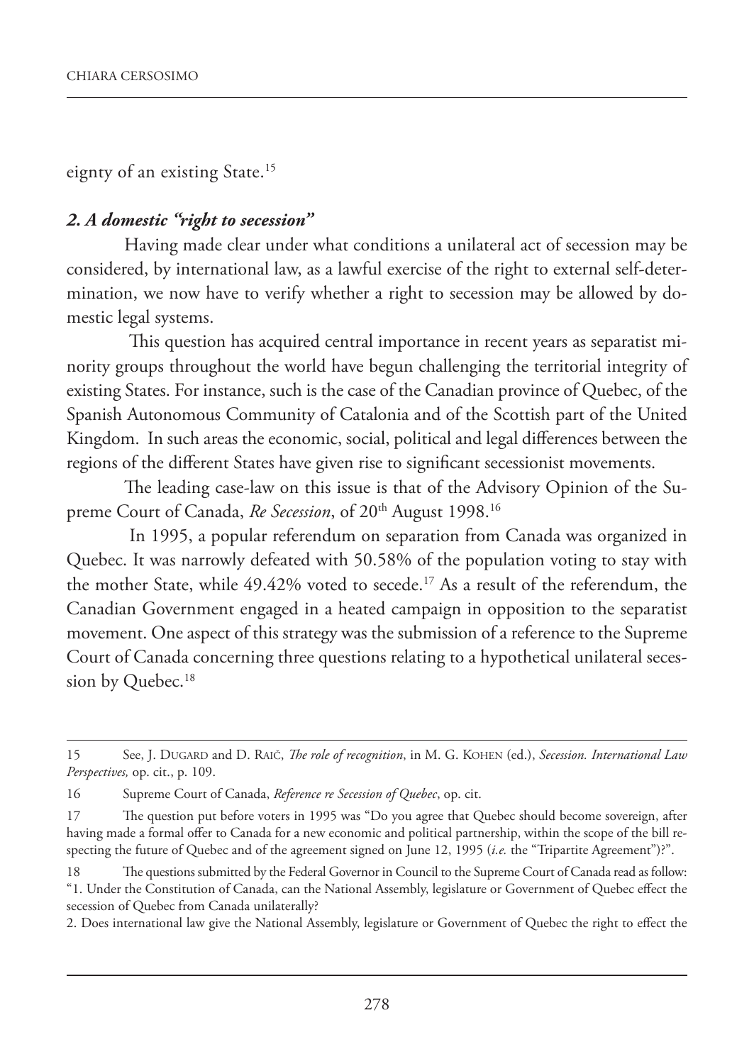eignty of an existing State.[15]

## *2. A domestic "right to secession"*

Having made clear under what conditions a unilateral act of secession may be considered, by international law, as a lawful exercise of the right to external self-determination, we now have to verify whether a right to secession may be allowed by domestic legal systems.

This question has acquired central importance in recent years as separatist minority groups throughout the world have begun challenging the territorial integrity of existing States. For instance, such is the case of the Canadian province of Quebec, of the Spanish Autonomous Community of Catalonia and of the Scottish part of the United Kingdom. In such areas the economic, social, political and legal differences between the regions of the different States have given rise to significant secessionist movements.

The leading case-law on this issue is that of the Advisory Opinion of the Supreme Court of Canada, *Re Secession*, of 20th August 1998.[16]

In 1995, a popular referendum on separation from Canada was organized in Quebec. It was narrowly defeated with 50.58% of the population voting to stay with the mother State, while 49.42% voted to secede.[17] As a result of the referendum, the Canadian Government engaged in a heated campaign in opposition to the separatist movement. One aspect of this strategy was the submission of a reference to the Supreme Court of Canada concerning three questions relating to a hypothetical unilateral secession by Quebec.[18]

---

15 See, J. Dugard and D. Raič, *The role of recognition*, in M. G. Kohen (ed.), *Secession. International Law Perspectives,* op. cit., p. 109.

16 Supreme Court of Canada, *Reference re Secession of Quebec*, op. cit.

17 The question put before voters in 1995 was "Do you agree that Quebec should become sovereign, after having made a formal offer to Canada for a new economic and political partnership, within the scope of the bill respecting the future of Quebec and of the agreement signed on June 12, 1995 (*i.e.* the "Tripartite Agreement")?".

18 The questions submitted by the Federal Governor in Council to the Supreme Court of Canada read as follow: "1. Under the Constitution of Canada, can the National Assembly, legislature or Government of Quebec effect the secession of Quebec from Canada unilaterally?

2. Does international law give the National Assembly, legislature or Government of Quebec the right to effect the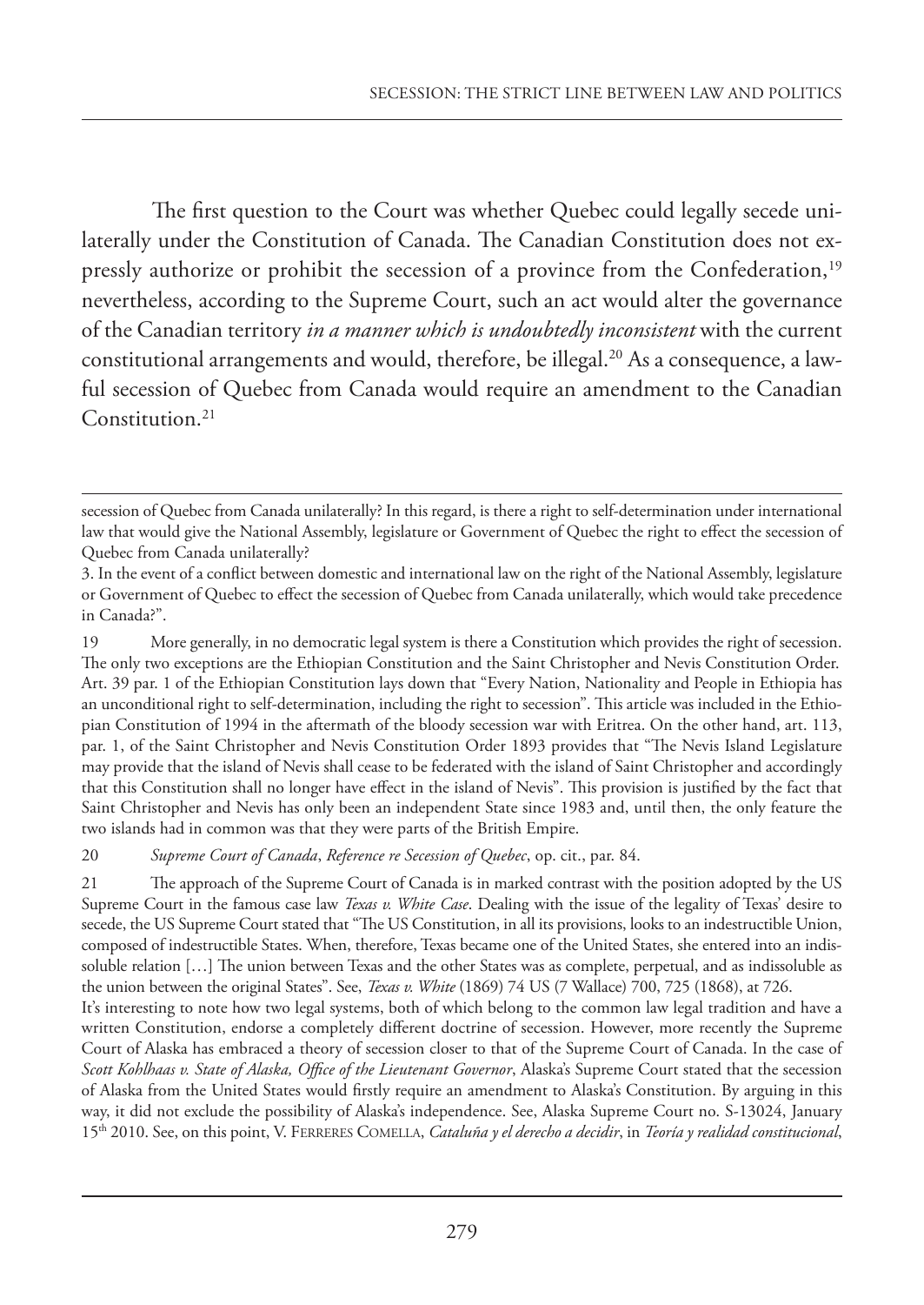The first question to the Court was whether Quebec could legally secede unilaterally under the Constitution of Canada. The Canadian Constitution does not expressly authorize or prohibit the secession of a province from the Confederation,[19] nevertheless, according to the Supreme Court, such an act would alter the governance of the Canadian territory *in a manner which is undoubtedly inconsistent* with the current constitutional arrangements and would, therefore, be illegal.[20] As a consequence, a lawful secession of Quebec from Canada would require an amendment to the Canadian Constitution.[21]

---

secession of Quebec from Canada unilaterally? In this regard, is there a right to self-determination under international law that would give the National Assembly, legislature or Government of Quebec the right to effect the secession of Quebec from Canada unilaterally?

3. In the event of a conflict between domestic and international law on the right of the National Assembly, legislature or Government of Quebec to effect the secession of Quebec from Canada unilaterally, which would take precedence in Canada?".

19 More generally, in no democratic legal system is there a Constitution which provides the right of secession. The only two exceptions are the Ethiopian Constitution and the Saint Christopher and Nevis Constitution Order. Art. 39 par. 1 of the Ethiopian Constitution lays down that "Every Nation, Nationality and People in Ethiopia has an unconditional right to self-determination, including the right to secession". This article was included in the Ethiopian Constitution of 1994 in the aftermath of the bloody secession war with Eritrea. On the other hand, art. 113, par. 1, of the Saint Christopher and Nevis Constitution Order 1893 provides that "The Nevis Island Legislature may provide that the island of Nevis shall cease to be federated with the island of Saint Christopher and accordingly that this Constitution shall no longer have effect in the island of Nevis". This provision is justified by the fact that Saint Christopher and Nevis has only been an independent State since 1983 and, until then, the only feature the two islands had in common was that they were parts of the British Empire.

20 *Supreme Court of Canada*, *Reference re Secession of Quebec*, op. cit., par. 84.

21 The approach of the Supreme Court of Canada is in marked contrast with the position adopted by the US Supreme Court in the famous case law *Texas v. White Case*. Dealing with the issue of the legality of Texas' desire to secede, the US Supreme Court stated that "The US Constitution, in all its provisions, looks to an indestructible Union, composed of indestructible States. When, therefore, Texas became one of the United States, she entered into an indissoluble relation […] The union between Texas and the other States was as complete, perpetual, and as indissoluble as the union between the original States". See, *Texas v. White* (1869) 74 US (7 Wallace) 700, 725 (1868), at 726.

It's interesting to note how two legal systems, both of which belong to the common law legal tradition and have a written Constitution, endorse a completely different doctrine of secession. However, more recently the Supreme Court of Alaska has embraced a theory of secession closer to that of the Supreme Court of Canada. In the case of *Scott Kohlhaas v. State of Alaska, Office of the Lieutenant Governor*, Alaska's Supreme Court stated that the secession of Alaska from the United States would firstly require an amendment to Alaska's Constitution. By arguing in this way, it did not exclude the possibility of Alaska's independence. See, Alaska Supreme Court no. S-13024, January 15th 2010. See, on this point, V. FERRERES COMELLA, *Cataluña y el derecho a decidir*, in *Teoría y realidad constitucional*,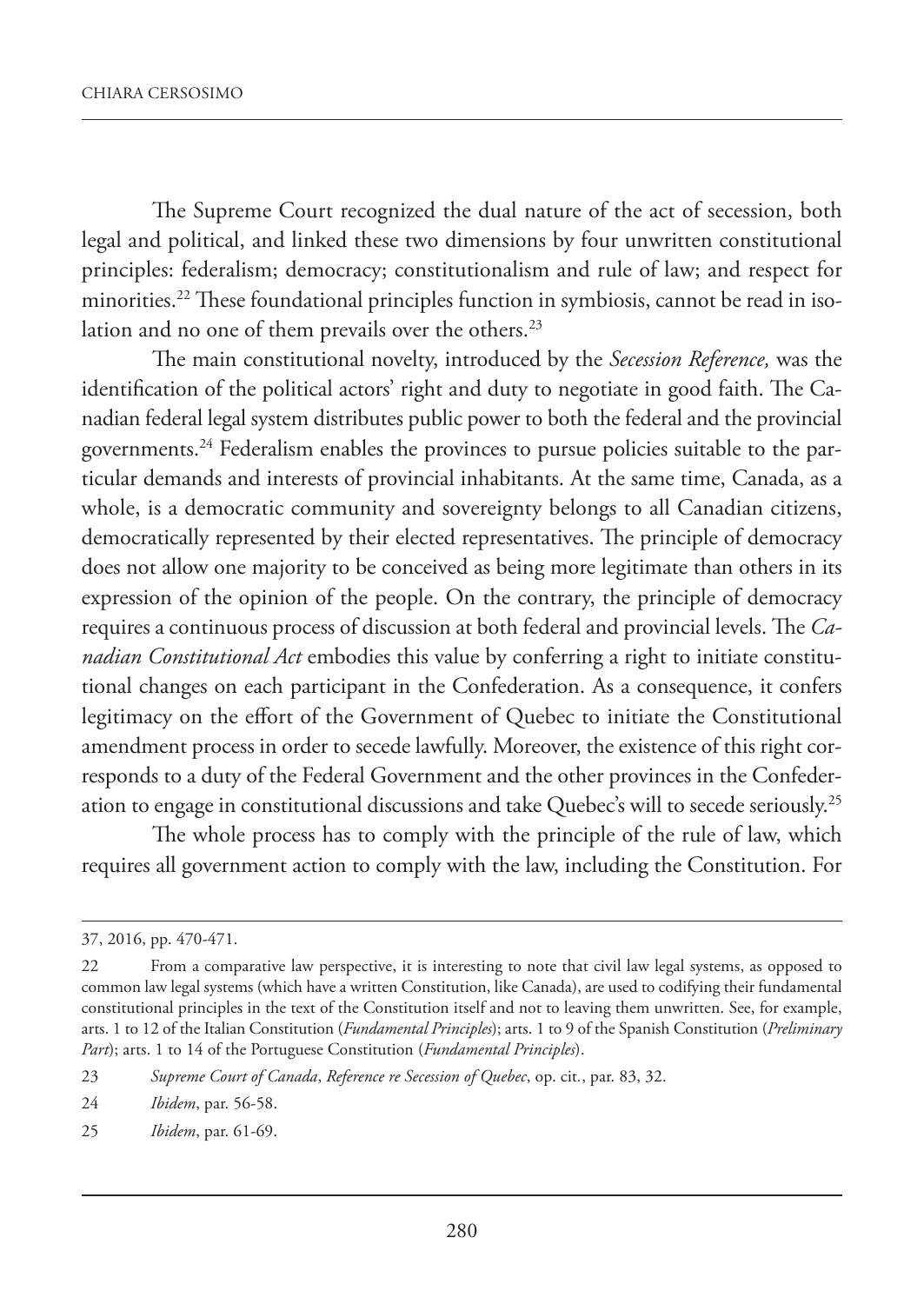The Supreme Court recognized the dual nature of the act of secession, both legal and political, and linked these two dimensions by four unwritten constitutional principles: federalism; democracy; constitutionalism and rule of law; and respect for minorities.[22] These foundational principles function in symbiosis, cannot be read in isolation and no one of them prevails over the others.[23]

The main constitutional novelty, introduced by the *Secession Reference,* was the identification of the political actors' right and duty to negotiate in good faith. The Canadian federal legal system distributes public power to both the federal and the provincial governments.[24] Federalism enables the provinces to pursue policies suitable to the particular demands and interests of provincial inhabitants. At the same time, Canada, as a whole, is a democratic community and sovereignty belongs to all Canadian citizens, democratically represented by their elected representatives. The principle of democracy does not allow one majority to be conceived as being more legitimate than others in its expression of the opinion of the people. On the contrary, the principle of democracy requires a continuous process of discussion at both federal and provincial levels. The *Canadian Constitutional Act* embodies this value by conferring a right to initiate constitutional changes on each participant in the Confederation. As a consequence, it confers legitimacy on the effort of the Government of Quebec to initiate the Constitutional amendment process in order to secede lawfully. Moreover, the existence of this right corresponds to a duty of the Federal Government and the other provinces in the Confederation to engage in constitutional discussions and take Quebec's will to secede seriously.[25]

The whole process has to comply with the principle of the rule of law, which requires all government action to comply with the law, including the Constitution. For

---

37, 2016, pp. 470-471.

22 From a comparative law perspective, it is interesting to note that civil law legal systems, as opposed to common law legal systems (which have a written Constitution, like Canada), are used to codifying their fundamental constitutional principles in the text of the Constitution itself and not to leaving them unwritten. See, for example, arts. 1 to 12 of the Italian Constitution (*Fundamental Principles*); arts. 1 to 9 of the Spanish Constitution (*Preliminary Part*); arts. 1 to 14 of the Portuguese Constitution (*Fundamental Principles*).

23 *Supreme Court of Canada*, *Reference re Secession of Quebec*, op. cit., par. 83, 32.

24 *Ibidem*, par. 56-58.

25 *Ibidem*, par. 61-69.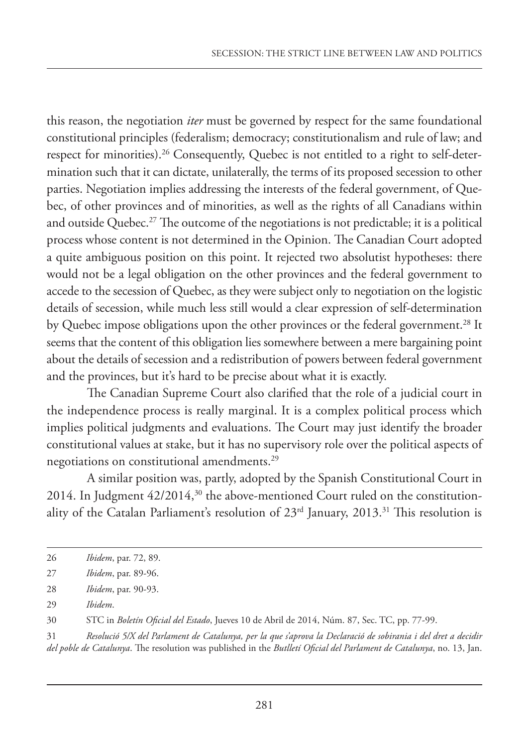this reason, the negotiation *iter* must be governed by respect for the same foundational constitutional principles (federalism; democracy; constitutionalism and rule of law; and respect for minorities).[26] Consequently, Quebec is not entitled to a right to self-determination such that it can dictate, unilaterally, the terms of its proposed secession to other parties. Negotiation implies addressing the interests of the federal government, of Quebec, of other provinces and of minorities, as well as the rights of all Canadians within and outside Quebec.[27] The outcome of the negotiations is not predictable; it is a political process whose content is not determined in the Opinion. The Canadian Court adopted a quite ambiguous position on this point. It rejected two absolutist hypotheses: there would not be a legal obligation on the other provinces and the federal government to accede to the secession of Quebec, as they were subject only to negotiation on the logistic details of secession, while much less still would a clear expression of self-determination by Quebec impose obligations upon the other provinces or the federal government.[28] It seems that the content of this obligation lies somewhere between a mere bargaining point about the details of secession and a redistribution of powers between federal government and the provinces, but it's hard to be precise about what it is exactly.

The Canadian Supreme Court also clarified that the role of a judicial court in the independence process is really marginal. It is a complex political process which implies political judgments and evaluations. The Court may just identify the broader constitutional values at stake, but it has no supervisory role over the political aspects of negotiations on constitutional amendments.[29]

A similar position was, partly, adopted by the Spanish Constitutional Court in 2014. In Judgment 42/2014,[30] the above-mentioned Court ruled on the constitutionality of the Catalan Parliament's resolution of 23rd January, 2013.[31] This resolution is

26 *Ibidem*, par. 72, 89.

27 *Ibidem*, par. 89-96.

28 *Ibidem*, par. 90-93.

29 *Ibidem*.

30 STC in *Boletín Oficial del Estado*, Jueves 10 de Abril de 2014, Núm. 87, Sec. TC, pp. 77-99.

31 *Resolució 5/X del Parlament de Catalunya, per la que s'aprova la Declaració de sobirania i del dret a decidir del poble de Catalunya*. The resolution was published in the *Butlletí Oficial del Parlament de Catalunya*, no. 13, Jan.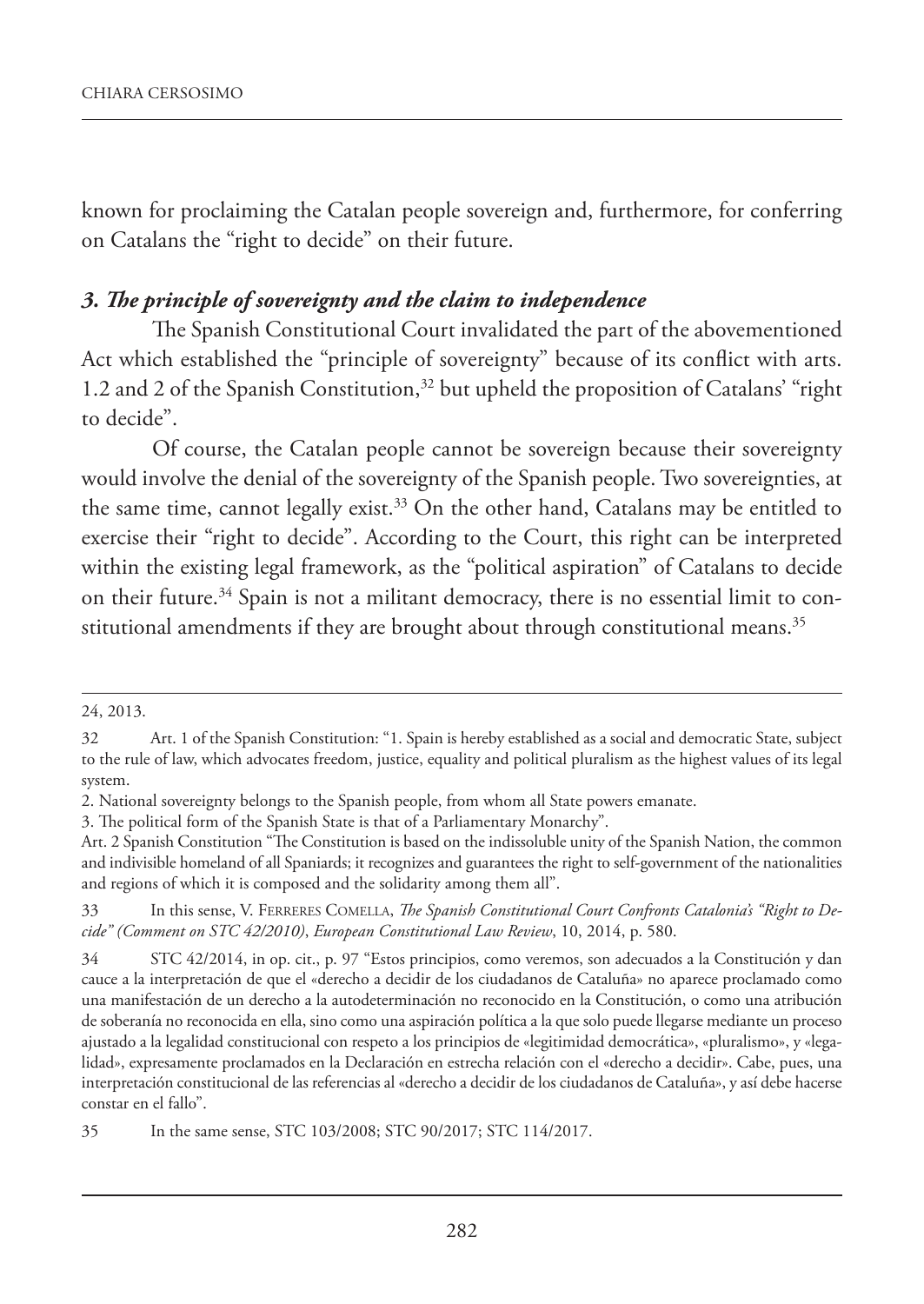known for proclaiming the Catalan people sovereign and, furthermore, for conferring on Catalans the "right to decide" on their future.

### *3. The principle of sovereignty and the claim to independence*

The Spanish Constitutional Court invalidated the part of the abovementioned Act which established the "principle of sovereignty" because of its conflict with arts. 1.2 and 2 of the Spanish Constitution,[32] but upheld the proposition of Catalans' "right to decide".

Of course, the Catalan people cannot be sovereign because their sovereignty would involve the denial of the sovereignty of the Spanish people. Two sovereignties, at the same time, cannot legally exist.[33] On the other hand, Catalans may be entitled to exercise their "right to decide". According to the Court, this right can be interpreted within the existing legal framework, as the "political aspiration" of Catalans to decide on their future.[34] Spain is not a militant democracy, there is no essential limit to constitutional amendments if they are brought about through constitutional means.[35]

---

24, 2013.

32 Art. 1 of the Spanish Constitution: "1. Spain is hereby established as a social and democratic State, subject to the rule of law, which advocates freedom, justice, equality and political pluralism as the highest values of its legal system.

2. National sovereignty belongs to the Spanish people, from whom all State powers emanate.

3. The political form of the Spanish State is that of a Parliamentary Monarchy".

Art. 2 Spanish Constitution "The Constitution is based on the indissoluble unity of the Spanish Nation, the common and indivisible homeland of all Spaniards; it recognizes and guarantees the right to self-government of the nationalities and regions of which it is composed and the solidarity among them all".

33 In this sense, V. Ferreres Comella, *The Spanish Constitutional Court Confronts Catalonia's "Right to Decide" (Comment on STC 42/2010)*, *European Constitutional Law Review*, 10, 2014, p. 580.

34 STC 42/2014, in op. cit., p. 97 "Estos principios, como veremos, son adecuados a la Constitución y dan cauce a la interpretación de que el «derecho a decidir de los ciudadanos de Cataluña» no aparece proclamado como una manifestación de un derecho a la autodeterminación no reconocido en la Constitución, o como una atribución de soberanía no reconocida en ella, sino como una aspiración política a la que solo puede llegarse mediante un proceso ajustado a la legalidad constitucional con respeto a los principios de «legitimidad democrática», «pluralismo», y «legalidad», expresamente proclamados en la Declaración en estrecha relación con el «derecho a decidir». Cabe, pues, una interpretación constitucional de las referencias al «derecho a decidir de los ciudadanos de Cataluña», y así debe hacerse constar en el fallo".

35 In the same sense, STC 103/2008; STC 90/2017; STC 114/2017.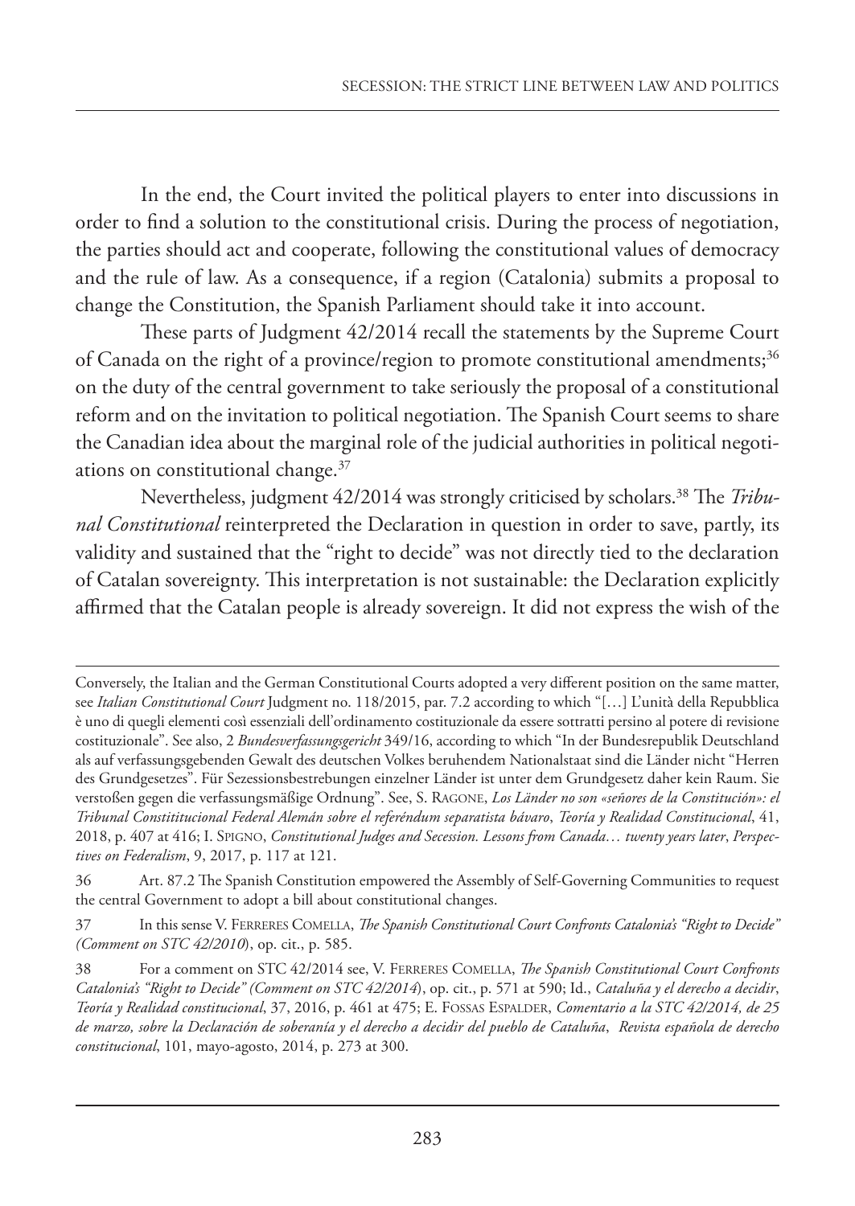In the end, the Court invited the political players to enter into discussions in order to find a solution to the constitutional crisis. During the process of negotiation, the parties should act and cooperate, following the constitutional values of democracy and the rule of law. As a consequence, if a region (Catalonia) submits a proposal to change the Constitution, the Spanish Parliament should take it into account.

These parts of Judgment 42/2014 recall the statements by the Supreme Court of Canada on the right of a province/region to promote constitutional amendments;[36] on the duty of the central government to take seriously the proposal of a constitutional reform and on the invitation to political negotiation. The Spanish Court seems to share the Canadian idea about the marginal role of the judicial authorities in political negotiations on constitutional change.[37]

Nevertheless, judgment 42/2014 was strongly criticised by scholars.[38] The *Tribunal Constitutional* reinterpreted the Declaration in question in order to save, partly, its validity and sustained that the "right to decide" was not directly tied to the declaration of Catalan sovereignty. This interpretation is not sustainable: the Declaration explicitly affirmed that the Catalan people is already sovereign. It did not express the wish of the

---

Conversely, the Italian and the German Constitutional Courts adopted a very different position on the same matter, see *Italian Constitutional Court* Judgment no. 118/2015, par. 7.2 according to which "[…] L'unità della Repubblica è uno di quegli elementi così essenziali dell'ordinamento costituzionale da essere sottratti persino al potere di revisione costituzionale". See also, 2 *Bundesverfassungsgericht* 349/16, according to which "In der Bundesrepublik Deutschland als auf verfassungsgebenden Gewalt des deutschen Volkes beruhendem Nationalstaat sind die Länder nicht "Herren des Grundgesetzes". Für Sezessionsbestrebungen einzelner Länder ist unter dem Grundgesetz daher kein Raum. Sie verstoßen gegen die verfassungsmäßige Ordnung". See, S. Ragone, *Los Länder no son «señores de la Constitución»: el Tribunal Constititucional Federal Alemán sobre el referéndum separatista bávaro*, *Teoría y Realidad Constitucional*, 41, 2018, p. 407 at 416; I. Spigno, *Constitutional Judges and Secession. Lessons from Canada… twenty years later*, *Perspectives on Federalism*, 9, 2017, p. 117 at 121.

36 Art. 87.2 The Spanish Constitution empowered the Assembly of Self-Governing Communities to request the central Government to adopt a bill about constitutional changes.

37 In this sense V. Ferreres Comella, *The Spanish Constitutional Court Confronts Catalonia's "Right to Decide" (Comment on STC 42/2010*), op. cit., p. 585.

38 For a comment on STC 42/2014 see, V. Ferreres Comella, *The Spanish Constitutional Court Confronts Catalonia's "Right to Decide" (Comment on STC 42/2014*), op. cit., p. 571 at 590; Id., *Cataluña y el derecho a decidir*, *Teoría y Realidad constitucional*, 37, 2016, p. 461 at 475; E. Fossas Espalder, *Comentario a la STC 42/2014, de 25 de marzo, sobre la Declaración de soberanía y el derecho a decidir del pueblo de Cataluña*, *Revista española de derecho constitucional*, 101, mayo-agosto, 2014, p. 273 at 300.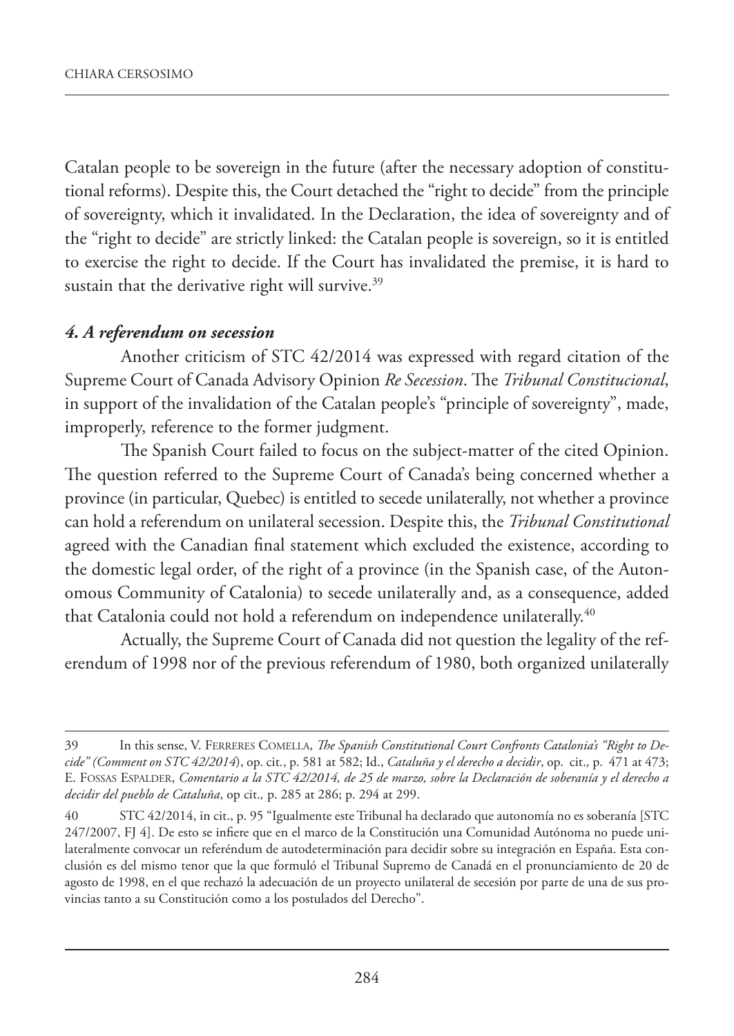Catalan people to be sovereign in the future (after the necessary adoption of constitutional reforms). Despite this, the Court detached the "right to decide" from the principle of sovereignty, which it invalidated. In the Declaration, the idea of sovereignty and of the "right to decide" are strictly linked: the Catalan people is sovereign, so it is entitled to exercise the right to decide. If the Court has invalidated the premise, it is hard to sustain that the derivative right will survive.[39]

### *4. A referendum on secession*

Another criticism of STC 42/2014 was expressed with regard citation of the Supreme Court of Canada Advisory Opinion *Re Secession*. The *Tribunal Constitucional*, in support of the invalidation of the Catalan people's "principle of sovereignty", made, improperly, reference to the former judgment.

The Spanish Court failed to focus on the subject-matter of the cited Opinion. The question referred to the Supreme Court of Canada's being concerned whether a province (in particular, Quebec) is entitled to secede unilaterally, not whether a province can hold a referendum on unilateral secession. Despite this, the *Tribunal Constitutional* agreed with the Canadian final statement which excluded the existence, according to the domestic legal order, of the right of a province (in the Spanish case, of the Autonomous Community of Catalonia) to secede unilaterally and, as a consequence, added that Catalonia could not hold a referendum on independence unilaterally.[40]

Actually, the Supreme Court of Canada did not question the legality of the referendum of 1998 nor of the previous referendum of 1980, both organized unilaterally

---

39 In this sense, V. Ferreres Comella, *The Spanish Constitutional Court Confronts Catalonia's "Right to Decide" (Comment on STC 42/2014*), op. cit., p. 581 at 582; Id., *Cataluña y el derecho a decidir*, op. cit., p. 471 at 473; E. Fossas Espalder, *Comentario a la STC 42/2014, de 25 de marzo, sobre la Declaración de soberanía y el derecho a decidir del pueblo de Cataluña*, op cit., p. 285 at 286; p. 294 at 299.

40 STC 42/2014, in cit., p. 95 "Igualmente este Tribunal ha declarado que autonomía no es soberanía [STC 247/2007, FJ 4]. De esto se infiere que en el marco de la Constitución una Comunidad Autónoma no puede unilateralmente convocar un referéndum de autodeterminación para decidir sobre su integración en España. Esta conclusión es del mismo tenor que la que formuló el Tribunal Supremo de Canadá en el pronunciamiento de 20 de agosto de 1998, en el que rechazó la adecuación de un proyecto unilateral de secesión por parte de una de sus provincias tanto a su Constitución como a los postulados del Derecho".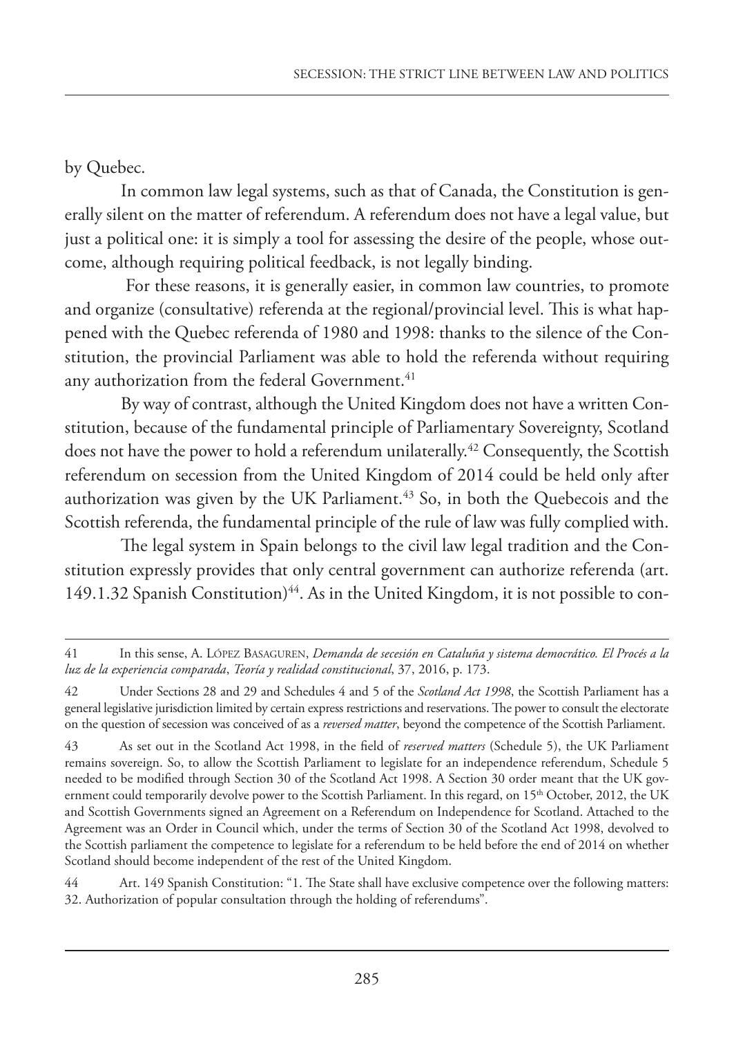by Quebec.

In common law legal systems, such as that of Canada, the Constitution is generally silent on the matter of referendum. A referendum does not have a legal value, but just a political one: it is simply a tool for assessing the desire of the people, whose outcome, although requiring political feedback, is not legally binding.

For these reasons, it is generally easier, in common law countries, to promote and organize (consultative) referenda at the regional/provincial level. This is what happened with the Quebec referenda of 1980 and 1998: thanks to the silence of the Constitution, the provincial Parliament was able to hold the referenda without requiring any authorization from the federal Government.[41]

By way of contrast, although the United Kingdom does not have a written Constitution, because of the fundamental principle of Parliamentary Sovereignty, Scotland does not have the power to hold a referendum unilaterally.[42] Consequently, the Scottish referendum on secession from the United Kingdom of 2014 could be held only after authorization was given by the UK Parliament.[43] So, in both the Quebecois and the Scottish referenda, the fundamental principle of the rule of law was fully complied with.

The legal system in Spain belongs to the civil law legal tradition and the Constitution expressly provides that only central government can authorize referenda (art. 149.1.32 Spanish Constitution)[44]. As in the United Kingdom, it is not possible to con-

---

41 In this sense, A. López Basaguren, *Demanda de secesión en Cataluña y sistema democrático. El Procés a la luz de la experiencia comparada*, *Teoría y realidad constitucional*, 37, 2016, p. 173.

42 Under Sections 28 and 29 and Schedules 4 and 5 of the *Scotland Act 1998*, the Scottish Parliament has a general legislative jurisdiction limited by certain express restrictions and reservations. The power to consult the electorate on the question of secession was conceived of as a *reversed matter*, beyond the competence of the Scottish Parliament.

43 As set out in the Scotland Act 1998, in the field of *reserved matters* (Schedule 5), the UK Parliament remains sovereign. So, to allow the Scottish Parliament to legislate for an independence referendum, Schedule 5 needed to be modified through Section 30 of the Scotland Act 1998. A Section 30 order meant that the UK government could temporarily devolve power to the Scottish Parliament. In this regard, on 15th October, 2012, the UK and Scottish Governments signed an Agreement on a Referendum on Independence for Scotland. Attached to the Agreement was an Order in Council which, under the terms of Section 30 of the Scotland Act 1998, devolved to the Scottish parliament the competence to legislate for a referendum to be held before the end of 2014 on whether Scotland should become independent of the rest of the United Kingdom.

44 Art. 149 Spanish Constitution: "1. The State shall have exclusive competence over the following matters: 32. Authorization of popular consultation through the holding of referendums".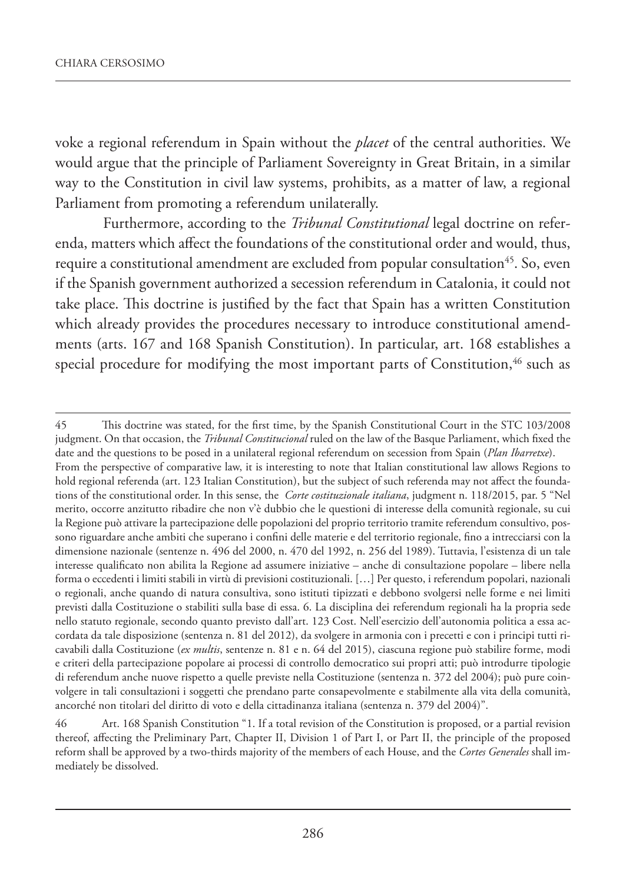voke a regional referendum in Spain without the *placet* of the central authorities. We would argue that the principle of Parliament Sovereignty in Great Britain, in a similar way to the Constitution in civil law systems, prohibits, as a matter of law, a regional Parliament from promoting a referendum unilaterally.

Furthermore, according to the *Tribunal Constitutional* legal doctrine on referenda, matters which affect the foundations of the constitutional order and would, thus, require a constitutional amendment are excluded from popular consultation[45]. So, even if the Spanish government authorized a secession referendum in Catalonia, it could not take place. This doctrine is justified by the fact that Spain has a written Constitution which already provides the procedures necessary to introduce constitutional amendments (arts. 167 and 168 Spanish Constitution). In particular, art. 168 establishes a special procedure for modifying the most important parts of Constitution,[46] such as

---

45 This doctrine was stated, for the first time, by the Spanish Constitutional Court in the STC 103/2008 judgment. On that occasion, the *Tribunal Constitucional* ruled on the law of the Basque Parliament, which fixed the date and the questions to be posed in a unilateral regional referendum on secession from Spain (*Plan Ibarretxe*). From the perspective of comparative law, it is interesting to note that Italian constitutional law allows Regions to hold regional referenda (art. 123 Italian Constitution), but the subject of such referenda may not affect the foundations of the constitutional order. In this sense, the *Corte costituzionale italiana*, judgment n. 118/2015, par. 5 "Nel merito, occorre anzitutto ribadire che non v'è dubbio che le questioni di interesse della comunità regionale, su cui la Regione può attivare la partecipazione delle popolazioni del proprio territorio tramite referendum consultivo, possono riguardare anche ambiti che superano i confini delle materie e del territorio regionale, fino a intrecciarsi con la dimensione nazionale (sentenze n. 496 del 2000, n. 470 del 1992, n. 256 del 1989). Tuttavia, l'esistenza di un tale interesse qualificato non abilita la Regione ad assumere iniziative – anche di consultazione popolare – libere nella forma o eccedenti i limiti stabili in virtù di previsioni costituzionali. […] Per questo, i referendum popolari, nazionali o regionali, anche quando di natura consultiva, sono istituti tipizzati e debbono svolgersi nelle forme e nei limiti previsti dalla Costituzione o stabiliti sulla base di essa. 6. La disciplina dei referendum regionali ha la propria sede nello statuto regionale, secondo quanto previsto dall'art. 123 Cost. Nell'esercizio dell'autonomia politica a essa accordata da tale disposizione (sentenza n. 81 del 2012), da svolgere in armonia con i precetti e con i principi tutti ricavabili dalla Costituzione (*ex multis*, sentenze n. 81 e n. 64 del 2015), ciascuna regione può stabilire forme, modi e criteri della partecipazione popolare ai processi di controllo democratico sui propri atti; può introdurre tipologie di referendum anche nuove rispetto a quelle previste nella Costituzione (sentenza n. 372 del 2004); può pure coinvolgere in tali consultazioni i soggetti che prendano parte consapevolmente e stabilmente alla vita della comunità, ancorché non titolari del diritto di voto e della cittadinanza italiana (sentenza n. 379 del 2004)".

46 Art. 168 Spanish Constitution "1. If a total revision of the Constitution is proposed, or a partial revision thereof, affecting the Preliminary Part, Chapter II, Division 1 of Part I, or Part II, the principle of the proposed reform shall be approved by a two-thirds majority of the members of each House, and the *Cortes Generales* shall immediately be dissolved.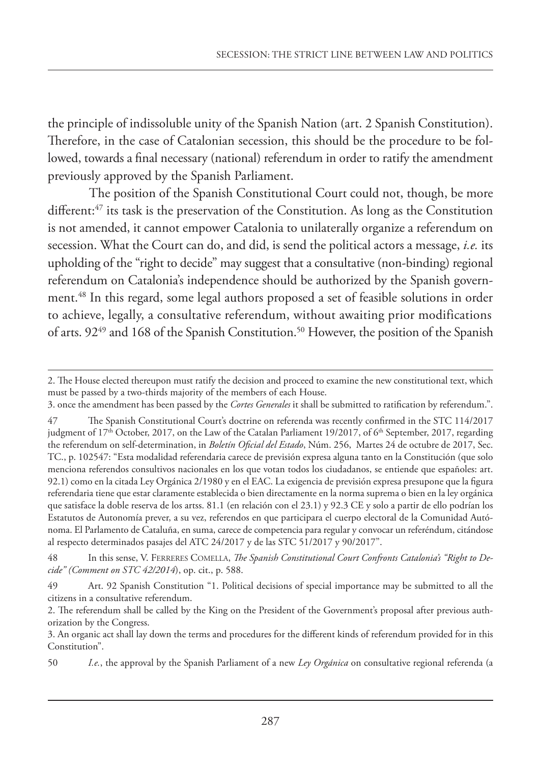the principle of indissoluble unity of the Spanish Nation (art. 2 Spanish Constitution). Therefore, in the case of Catalonian secession, this should be the procedure to be followed, towards a final necessary (national) referendum in order to ratify the amendment previously approved by the Spanish Parliament.

The position of the Spanish Constitutional Court could not, though, be more different:[47] its task is the preservation of the Constitution. As long as the Constitution is not amended, it cannot empower Catalonia to unilaterally organize a referendum on secession. What the Court can do, and did, is send the political actors a message, *i.e.* its upholding of the "right to decide" may suggest that a consultative (non-binding) regional referendum on Catalonia's independence should be authorized by the Spanish government.[48] In this regard, some legal authors proposed a set of feasible solutions in order to achieve, legally, a consultative referendum, without awaiting prior modifications of arts. 92[49] and 168 of the Spanish Constitution.[50] However, the position of the Spanish

---

2. The House elected thereupon must ratify the decision and proceed to examine the new constitutional text, which must be passed by a two-thirds majority of the members of each House.

3. once the amendment has been passed by the *Cortes Generales* it shall be submitted to ratification by referendum.".

47 The Spanish Constitutional Court's doctrine on referenda was recently confirmed in the STC 114/2017 judgment of 17th October, 2017, on the Law of the Catalan Parliament 19/2017, of 6th September, 2017, regarding the referendum on self-determination, in *Boletín Oficial del Estado*, Núm. 256, Martes 24 de octubre de 2017, Sec. TC., p. 102547: "Esta modalidad referendaria carece de previsión expresa alguna tanto en la Constitución (que solo menciona referendos consultivos nacionales en los que votan todos los ciudadanos, se entiende que españoles: art. 92.1) como en la citada Ley Orgánica 2/1980 y en el EAC. La exigencia de previsión expresa presupone que la figura referendaria tiene que estar claramente establecida o bien directamente en la norma suprema o bien en la ley orgánica que satisface la doble reserva de los artss. 81.1 (en relación con el 23.1) y 92.3 CE y solo a partir de ello podrían los Estatutos de Autonomía prever, a su vez, referendos en que participara el cuerpo electoral de la Comunidad Autónoma. El Parlamento de Cataluña, en suma, carece de competencia para regular y convocar un referéndum, citándose al respecto determinados pasajes del ATC 24/2017 y de las STC 51/2017 y 90/2017".

48 In this sense, V. FERRERES COMELLA, *The Spanish Constitutional Court Confronts Catalonia's "Right to Decide" (Comment on STC 42/2014*), op. cit., p. 588.

49 Art. 92 Spanish Constitution "1. Political decisions of special importance may be submitted to all the citizens in a consultative referendum.

2. The referendum shall be called by the King on the President of the Government's proposal after previous authorization by the Congress.

3. An organic act shall lay down the terms and procedures for the different kinds of referendum provided for in this Constitution".

50 *I.e.*, the approval by the Spanish Parliament of a new *Ley Orgánica* on consultative regional referenda (a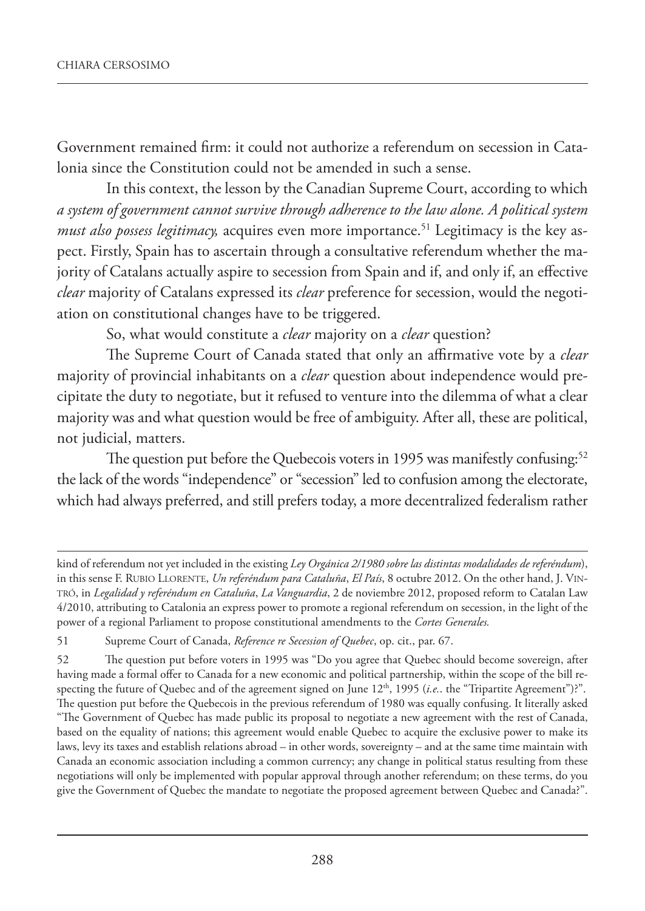Government remained firm: it could not authorize a referendum on secession in Catalonia since the Constitution could not be amended in such a sense.

In this context, the lesson by the Canadian Supreme Court, according to which *a system of government cannot survive through adherence to the law alone. A political system must also possess legitimacy,* acquires even more importance.[51] Legitimacy is the key aspect. Firstly, Spain has to ascertain through a consultative referendum whether the majority of Catalans actually aspire to secession from Spain and if, and only if, an effective *clear* majority of Catalans expressed its *clear* preference for secession, would the negotiation on constitutional changes have to be triggered.

So, what would constitute a *clear* majority on a *clear* question?

The Supreme Court of Canada stated that only an affirmative vote by a *clear* majority of provincial inhabitants on a *clear* question about independence would precipitate the duty to negotiate, but it refused to venture into the dilemma of what a clear majority was and what question would be free of ambiguity. After all, these are political, not judicial, matters.

The question put before the Quebecois voters in 1995 was manifestly confusing:[52] the lack of the words "independence" or "secession" led to confusion among the electorate, which had always preferred, and still prefers today, a more decentralized federalism rather

---

kind of referendum not yet included in the existing *Ley Orgánica 2/1980 sobre las distintas modalidades de referéndum*), in this sense F. Rubio Llorente, *Un referéndum para Cataluña*, *El País*, 8 octubre 2012. On the other hand, J. Vintró, in *Legalidad y referéndum en Cataluña*, *La Vanguardia*, 2 de noviembre 2012, proposed reform to Catalan Law 4/2010, attributing to Catalonia an express power to promote a regional referendum on secession, in the light of the power of a regional Parliament to propose constitutional amendments to the *Cortes Generales.*

51 Supreme Court of Canada, *Reference re Secession of Quebec*, op. cit., par. 67.

52 The question put before voters in 1995 was "Do you agree that Quebec should become sovereign, after having made a formal offer to Canada for a new economic and political partnership, within the scope of the bill respecting the future of Quebec and of the agreement signed on June 12th, 1995 (*i.e.*. the "Tripartite Agreement")?". The question put before the Quebecois in the previous referendum of 1980 was equally confusing. It literally asked "The Government of Quebec has made public its proposal to negotiate a new agreement with the rest of Canada, based on the equality of nations; this agreement would enable Quebec to acquire the exclusive power to make its laws, levy its taxes and establish relations abroad – in other words, sovereignty – and at the same time maintain with Canada an economic association including a common currency; any change in political status resulting from these negotiations will only be implemented with popular approval through another referendum; on these terms, do you give the Government of Quebec the mandate to negotiate the proposed agreement between Quebec and Canada?".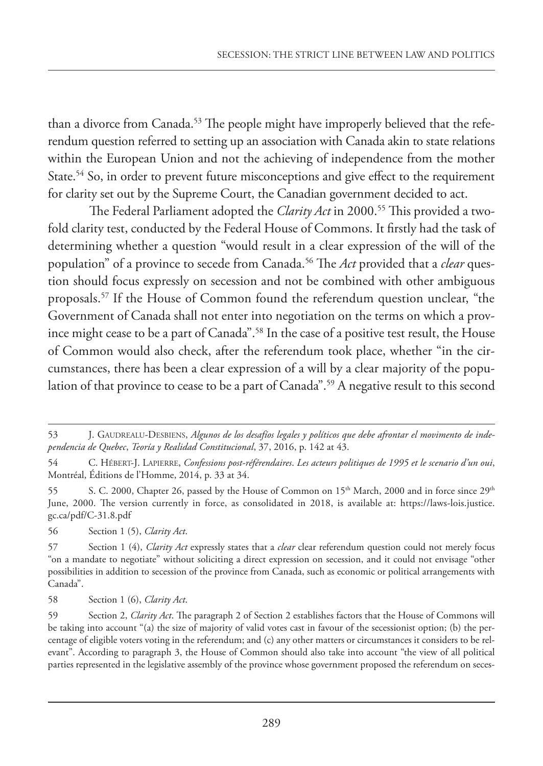than a divorce from Canada.[53] The people might have improperly believed that the referendum question referred to setting up an association with Canada akin to state relations within the European Union and not the achieving of independence from the mother State.[54] So, in order to prevent future misconceptions and give effect to the requirement for clarity set out by the Supreme Court, the Canadian government decided to act.

The Federal Parliament adopted the *Clarity Act* in 2000.[55] This provided a twofold clarity test, conducted by the Federal House of Commons. It firstly had the task of determining whether a question "would result in a clear expression of the will of the population" of a province to secede from Canada.[56] The *Act* provided that a *clear* question should focus expressly on secession and not be combined with other ambiguous proposals.[57] If the House of Common found the referendum question unclear, "the Government of Canada shall not enter into negotiation on the terms on which a province might cease to be a part of Canada".[58] In the case of a positive test result, the House of Common would also check, after the referendum took place, whether "in the circumstances, there has been a clear expression of a will by a clear majority of the population of that province to cease to be a part of Canada".[59] A negative result to this second

---

53 J. Gaudrealu-Desbiens, *Algunos de los desafíos legales y políticos que debe afrontar el movimento de independencia de Quebec*, *Teoría y Realidad Constitucional*, 37, 2016, p. 142 at 43.

54 C. Hébert-J. Lapierre, *Confessions post-référendaires. Les acteurs politiques de 1995 et le scenario d'un oui*, Montréal, Éditions de l'Homme, 2014, p. 33 at 34.

55 S. C. 2000, Chapter 26, passed by the House of Common on 15th March, 2000 and in force since 29th June, 2000. The version currently in force, as consolidated in 2018, is available at: https://laws-lois.justice.gc.ca/pdf/C-31.8.pdf

56 Section 1 (5), *Clarity Act*.

57 Section 1 (4), *Clarity Act* expressly states that a *clear* clear referendum question could not merely focus "on a mandate to negotiate" without soliciting a direct expression on secession, and it could not envisage "other possibilities in addition to secession of the province from Canada, such as economic or political arrangements with Canada".

58 Section 1 (6), *Clarity Act*.

59 Section 2, *Clarity Act*. The paragraph 2 of Section 2 establishes factors that the House of Commons will be taking into account "(a) the size of majority of valid votes cast in favour of the secessionist option; (b) the percentage of eligible voters voting in the referendum; and (c) any other matters or circumstances it considers to be relevant". According to paragraph 3, the House of Common should also take into account "the view of all political parties represented in the legislative assembly of the province whose government proposed the referendum on seces-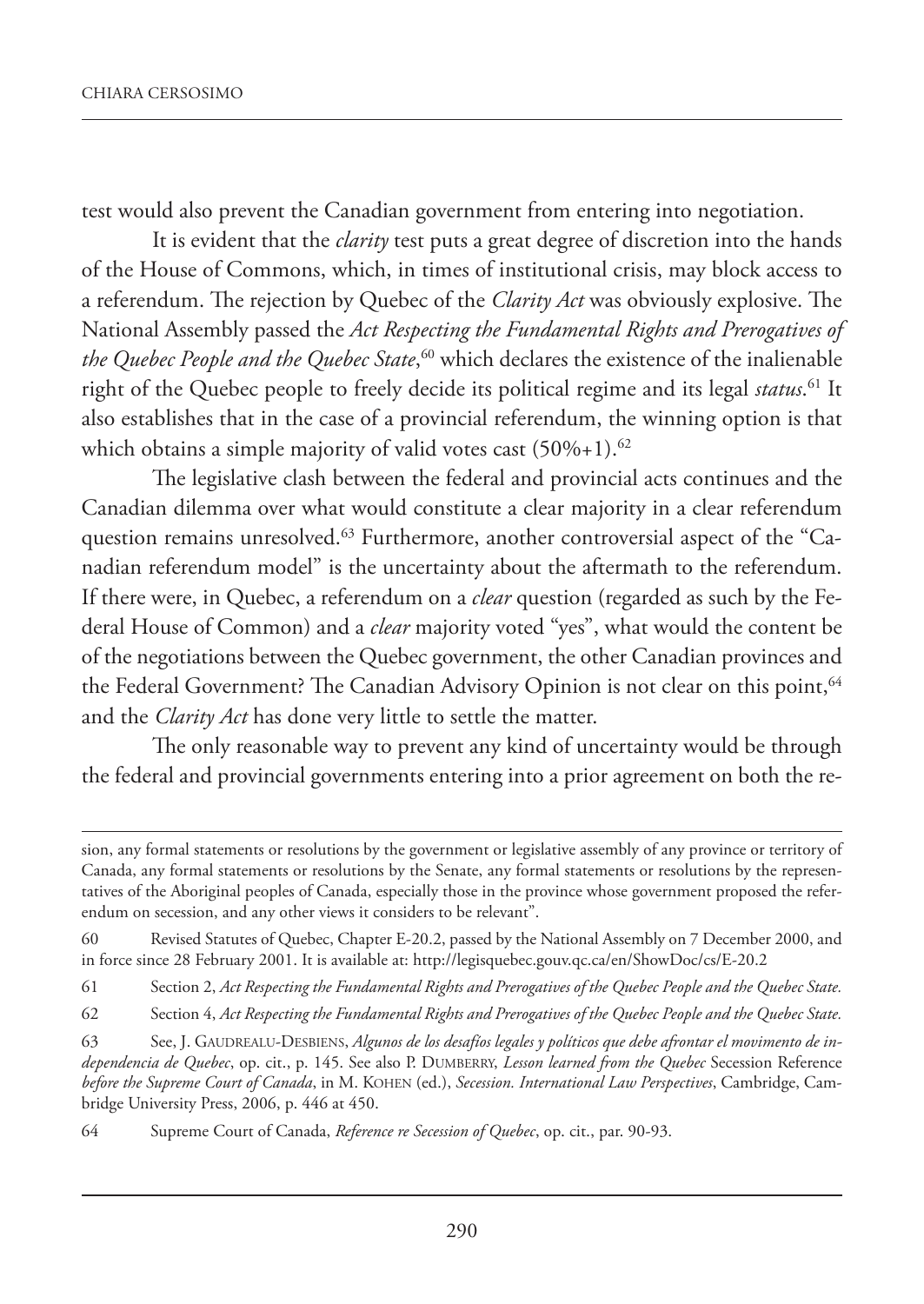test would also prevent the Canadian government from entering into negotiation.

It is evident that the *clarity* test puts a great degree of discretion into the hands of the House of Commons, which, in times of institutional crisis, may block access to a referendum. The rejection by Quebec of the *Clarity Act* was obviously explosive. The National Assembly passed the *Act Respecting the Fundamental Rights and Prerogatives of the Quebec People and the Quebec State*,[60] which declares the existence of the inalienable right of the Quebec people to freely decide its political regime and its legal *status*.[61] It also establishes that in the case of a provincial referendum, the winning option is that which obtains a simple majority of valid votes cast (50%+1).[62]

The legislative clash between the federal and provincial acts continues and the Canadian dilemma over what would constitute a clear majority in a clear referendum question remains unresolved.[63] Furthermore, another controversial aspect of the "Canadian referendum model" is the uncertainty about the aftermath to the referendum. If there were, in Quebec, a referendum on a *clear* question (regarded as such by the Federal House of Common) and a *clear* majority voted "yes", what would the content be of the negotiations between the Quebec government, the other Canadian provinces and the Federal Government? The Canadian Advisory Opinion is not clear on this point,[64] and the *Clarity Act* has done very little to settle the matter.

The only reasonable way to prevent any kind of uncertainty would be through the federal and provincial governments entering into a prior agreement on both the re-

---

sion, any formal statements or resolutions by the government or legislative assembly of any province or territory of Canada, any formal statements or resolutions by the Senate, any formal statements or resolutions by the representatives of the Aboriginal peoples of Canada, especially those in the province whose government proposed the referendum on secession, and any other views it considers to be relevant".

60 Revised Statutes of Quebec, Chapter E-20.2, passed by the National Assembly on 7 December 2000, and in force since 28 February 2001. It is available at: http://legisquebec.gouv.qc.ca/en/ShowDoc/cs/E-20.2

61 Section 2, *Act Respecting the Fundamental Rights and Prerogatives of the Quebec People and the Quebec State.*

62 Section 4, *Act Respecting the Fundamental Rights and Prerogatives of the Quebec People and the Quebec State.*

63 See, J. Gaudrealu-Desbiens, *Algunos de los desafíos legales y políticos que debe afrontar el movimento de independencia de Quebec*, op. cit., p. 145. See also P. Dumberry, *Lesson learned from the Quebec* Secession Reference *before the Supreme Court of Canada*, in M. Kohen (ed.), *Secession. International Law Perspectives*, Cambridge, Cambridge University Press, 2006, p. 446 at 450.

64 Supreme Court of Canada, *Reference re Secession of Quebec*, op. cit., par. 90-93.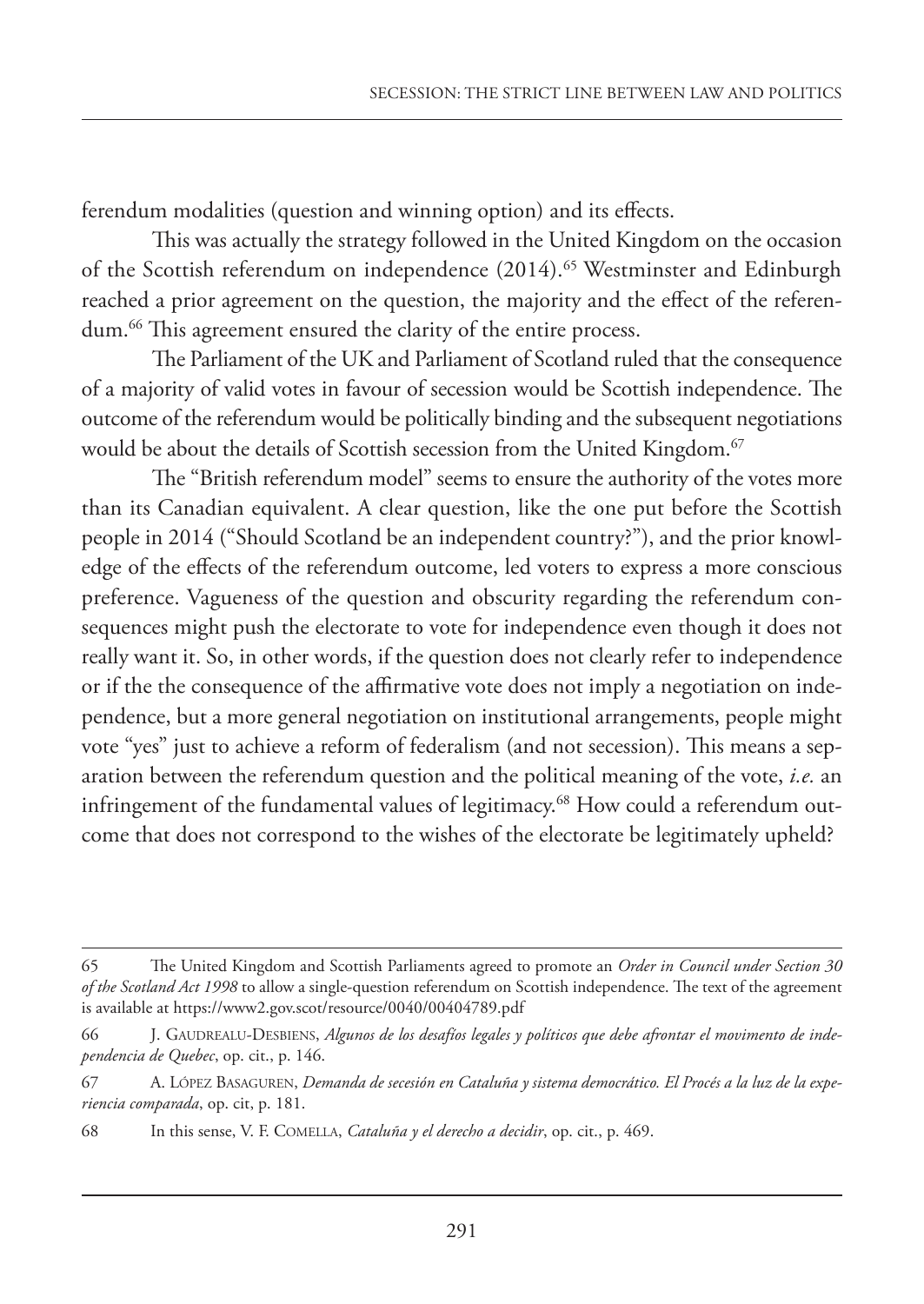ferendum modalities (question and winning option) and its effects.

This was actually the strategy followed in the United Kingdom on the occasion of the Scottish referendum on independence (2014).[65] Westminster and Edinburgh reached a prior agreement on the question, the majority and the effect of the referendum.[66] This agreement ensured the clarity of the entire process.

The Parliament of the UK and Parliament of Scotland ruled that the consequence of a majority of valid votes in favour of secession would be Scottish independence. The outcome of the referendum would be politically binding and the subsequent negotiations would be about the details of Scottish secession from the United Kingdom.[67]

The "British referendum model" seems to ensure the authority of the votes more than its Canadian equivalent. A clear question, like the one put before the Scottish people in 2014 ("Should Scotland be an independent country?"), and the prior knowledge of the effects of the referendum outcome, led voters to express a more conscious preference. Vagueness of the question and obscurity regarding the referendum consequences might push the electorate to vote for independence even though it does not really want it. So, in other words, if the question does not clearly refer to independence or if the the consequence of the affirmative vote does not imply a negotiation on independence, but a more general negotiation on institutional arrangements, people might vote "yes" just to achieve a reform of federalism (and not secession). This means a separation between the referendum question and the political meaning of the vote, *i.e.* an infringement of the fundamental values of legitimacy.[68] How could a referendum outcome that does not correspond to the wishes of the electorate be legitimately upheld?

---

65 The United Kingdom and Scottish Parliaments agreed to promote an *Order in Council under Section 30 of the Scotland Act 1998* to allow a single-question referendum on Scottish independence. The text of the agreement is available at https://www2.gov.scot/resource/0040/00404789.pdf

66 J. Gaudrealu-Desbiens, *Algunos de los desafíos legales y políticos que debe afrontar el movimento de independencia de Quebec*, op. cit., p. 146.

67 A. López Basaguren, *Demanda de secesión en Cataluña y sistema democrático. El Procés a la luz de la experiencia comparada*, op. cit, p. 181.

68 In this sense, V. F. Comella, *Cataluña y el derecho a decidir*, op. cit., p. 469.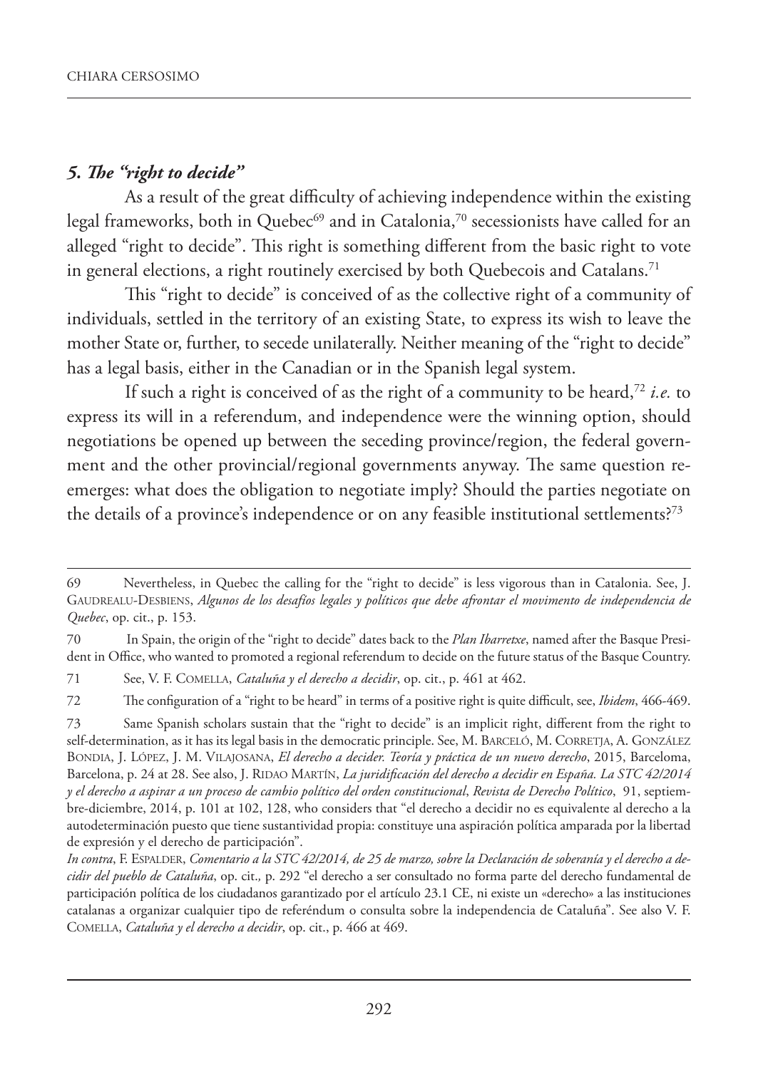### *5. The "right to decide"*

As a result of the great difficulty of achieving independence within the existing legal frameworks, both in Quebec[69] and in Catalonia,[70] secessionists have called for an alleged "right to decide". This right is something different from the basic right to vote in general elections, a right routinely exercised by both Quebecois and Catalans.[71]

This "right to decide" is conceived of as the collective right of a community of individuals, settled in the territory of an existing State, to express its wish to leave the mother State or, further, to secede unilaterally. Neither meaning of the "right to decide" has a legal basis, either in the Canadian or in the Spanish legal system.

If such a right is conceived of as the right of a community to be heard,[72] *i.e.* to express its will in a referendum, and independence were the winning option, should negotiations be opened up between the seceding province/region, the federal government and the other provincial/regional governments anyway. The same question re-emerges: what does the obligation to negotiate imply? Should the parties negotiate on the details of a province's independence or on any feasible institutional settlements?[73]

---

69 Nevertheless, in Quebec the calling for the "right to decide" is less vigorous than in Catalonia. See, J. Gaudrealu-Desbiens, *Algunos de los desafíos legales y políticos que debe afrontar el movimento de independencia de Quebec*, op. cit., p. 153.

70 In Spain, the origin of the "right to decide" dates back to the *Plan Ibarretxe*, named after the Basque President in Office, who wanted to promoted a regional referendum to decide on the future status of the Basque Country.

71 See, V. F. Comella, *Cataluña y el derecho a decidir*, op. cit., p. 461 at 462.

72 The configuration of a "right to be heard" in terms of a positive right is quite difficult, see, *Ibidem*, 466-469.

73 Same Spanish scholars sustain that the "right to decide" is an implicit right, different from the right to self-determination, as it has its legal basis in the democratic principle. See, M. Barceló, M. Corretja, A. González Bondia, J. López, J. M. Vilajosana, *El derecho a decider. Teoría y práctica de un nuevo derecho*, 2015, Barceloma, Barcelona, p. 24 at 28. See also, J. Ridao Martín, *La juridificación del derecho a decidir en España. La STC 42/2014 y el derecho a aspirar a un proceso de cambio político del orden constitucional*, *Revista de Derecho Político*, 91, septiembre-diciembre, 2014, p. 101 at 102, 128, who considers that "el derecho a decidir no es equivalente al derecho a la autodeterminación puesto que tiene sustantividad propia: constituye una aspiración política amparada por la libertad de expresión y el derecho de participación".

*In contra*, F. Espalder, *Comentario a la STC 42/2014, de 25 de marzo, sobre la Declaración de soberanía y el derecho a decidir del pueblo de Cataluña*, op. cit., p. 292 "el derecho a ser consultado no forma parte del derecho fundamental de participación política de los ciudadanos garantizado por el artículo 23.1 CE, ni existe un «derecho» a las instituciones catalanas a organizar cualquier tipo de referéndum o consulta sobre la independencia de Cataluña". See also V. F. Comella, *Cataluña y el derecho a decidir*, op. cit., p. 466 at 469.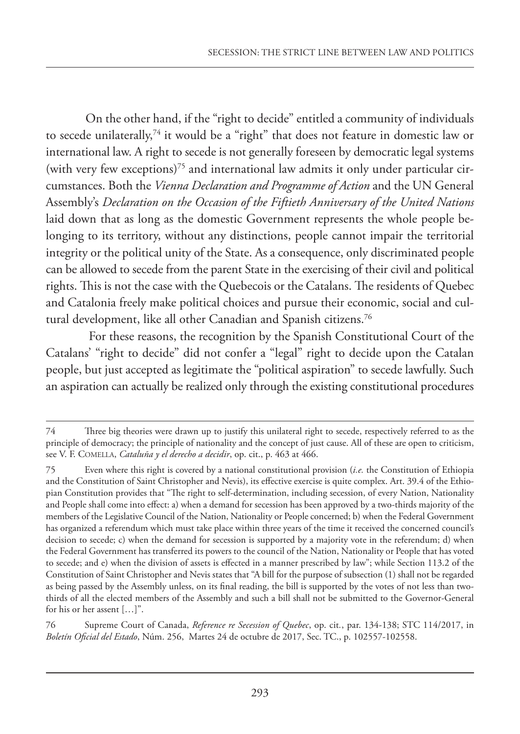On the other hand, if the "right to decide" entitled a community of individuals to secede unilaterally,[74] it would be a "right" that does not feature in domestic law or international law. A right to secede is not generally foreseen by democratic legal systems (with very few exceptions)[75] and international law admits it only under particular circumstances. Both the *Vienna Declaration and Programme of Action* and the UN General Assembly's *Declaration on the Occasion of the Fiftieth Anniversary of the United Nations* laid down that as long as the domestic Government represents the whole people belonging to its territory, without any distinctions, people cannot impair the territorial integrity or the political unity of the State. As a consequence, only discriminated people can be allowed to secede from the parent State in the exercising of their civil and political rights. This is not the case with the Quebecois or the Catalans. The residents of Quebec and Catalonia freely make political choices and pursue their economic, social and cultural development, like all other Canadian and Spanish citizens.[76]

For these reasons, the recognition by the Spanish Constitutional Court of the Catalans' "right to decide" did not confer a "legal" right to decide upon the Catalan people, but just accepted as legitimate the "political aspiration" to secede lawfully. Such an aspiration can actually be realized only through the existing constitutional procedures

---

74 Three big theories were drawn up to justify this unilateral right to secede, respectively referred to as the principle of democracy; the principle of nationality and the concept of just cause. All of these are open to criticism, see V. F. Comella, *Cataluña y el derecho a decidir*, op. cit., p. 463 at 466.

75 Even where this right is covered by a national constitutional provision (*i.e.* the Constitution of Ethiopia and the Constitution of Saint Christopher and Nevis), its effective exercise is quite complex. Art. 39.4 of the Ethiopian Constitution provides that "The right to self-determination, including secession, of every Nation, Nationality and People shall come into effect: a) when a demand for secession has been approved by a two-thirds majority of the members of the Legislative Council of the Nation, Nationality or People concerned; b) when the Federal Government has organized a referendum which must take place within three years of the time it received the concerned council's decision to secede; c) when the demand for secession is supported by a majority vote in the referendum; d) when the Federal Government has transferred its powers to the council of the Nation, Nationality or People that has voted to secede; and e) when the division of assets is effected in a manner prescribed by law"; while Section 113.2 of the Constitution of Saint Christopher and Nevis states that "A bill for the purpose of subsection (1) shall not be regarded as being passed by the Assembly unless, on its final reading, the bill is supported by the votes of not less than two-thirds of all the elected members of the Assembly and such a bill shall not be submitted to the Governor-General for his or her assent […]".

76 Supreme Court of Canada, *Reference re Secession of Quebec*, op. cit., par. 134-138; STC 114/2017, in *Boletín Oficial del Estado*, Núm. 256, Martes 24 de octubre de 2017, Sec. TC., p. 102557-102558.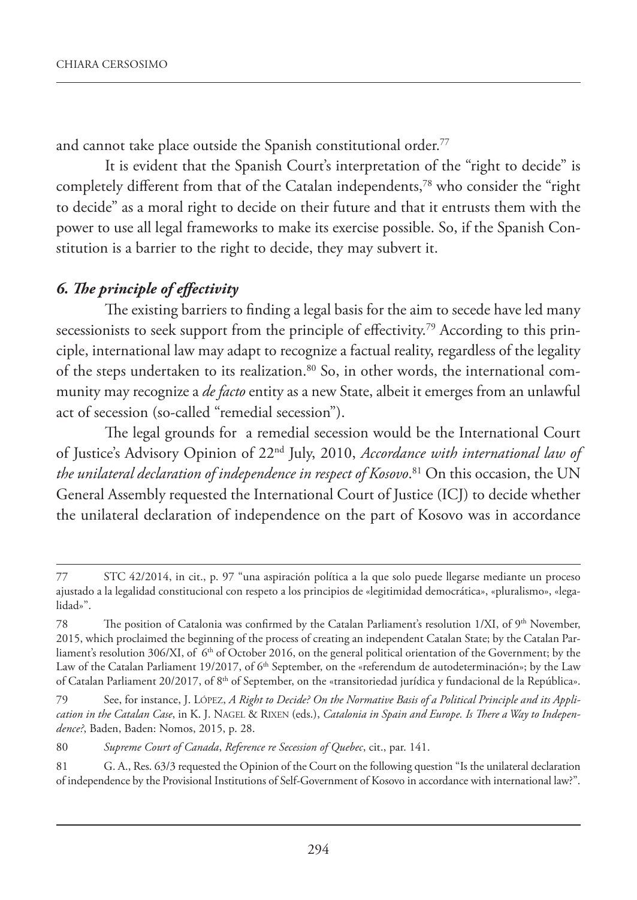and cannot take place outside the Spanish constitutional order.[77]

It is evident that the Spanish Court's interpretation of the "right to decide" is completely different from that of the Catalan independents,[78] who consider the "right to decide" as a moral right to decide on their future and that it entrusts them with the power to use all legal frameworks to make its exercise possible. So, if the Spanish Constitution is a barrier to the right to decide, they may subvert it.

### *6. The principle of effectivity*

The existing barriers to finding a legal basis for the aim to secede have led many secessionists to seek support from the principle of effectivity.[79] According to this principle, international law may adapt to recognize a factual reality, regardless of the legality of the steps undertaken to its realization.[80] So, in other words, the international community may recognize a *de facto* entity as a new State, albeit it emerges from an unlawful act of secession (so-called "remedial secession").

The legal grounds for a remedial secession would be the International Court of Justice's Advisory Opinion of 22nd July, 2010, *Accordance with international law of the unilateral declaration of independence in respect of Kosovo*.[81] On this occasion, the UN General Assembly requested the International Court of Justice (ICJ) to decide whether the unilateral declaration of independence on the part of Kosovo was in accordance

---

77 STC 42/2014, in cit., p. 97 "una aspiración política a la que solo puede llegarse mediante un proceso ajustado a la legalidad constitucional con respeto a los principios de «legitimidad democrática», «pluralismo», «legalidad»".

78 The position of Catalonia was confirmed by the Catalan Parliament's resolution 1/XI, of 9th November, 2015, which proclaimed the beginning of the process of creating an independent Catalan State; by the Catalan Parliament's resolution 306/XI, of 6th of October 2016, on the general political orientation of the Government; by the Law of the Catalan Parliament 19/2017, of 6th September, on the «referendum de autodeterminación»; by the Law of Catalan Parliament 20/2017, of 8th of September, on the «transitoriedad jurídica y fundacional de la República».

79 See, for instance, J. López, *A Right to Decide? On the Normative Basis of a Political Principle and its Application in the Catalan Case*, in K. J. Nagel & Rixen (eds.), *Catalonia in Spain and Europe. Is There a Way to Independence?*, Baden, Baden: Nomos, 2015, p. 28.

80 *Supreme Court of Canada*, *Reference re Secession of Quebec*, cit., par. 141.

81 G. A., Res. 63/3 requested the Opinion of the Court on the following question "Is the unilateral declaration of independence by the Provisional Institutions of Self-Government of Kosovo in accordance with international law?".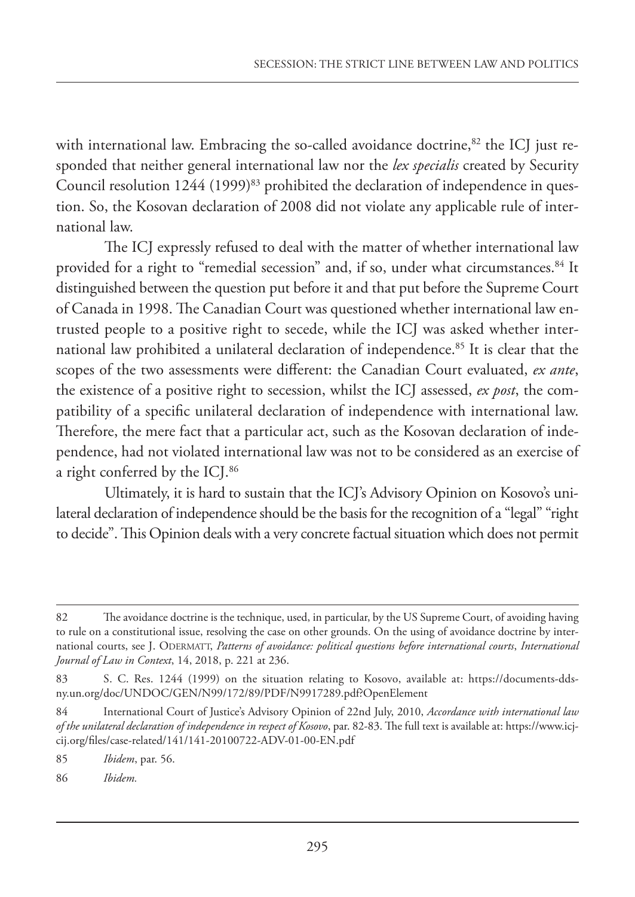with international law. Embracing the so-called avoidance doctrine,[82] the ICJ just responded that neither general international law nor the *lex specialis* created by Security Council resolution 1244 (1999)[83] prohibited the declaration of independence in question. So, the Kosovan declaration of 2008 did not violate any applicable rule of international law.

The ICJ expressly refused to deal with the matter of whether international law provided for a right to "remedial secession" and, if so, under what circumstances.[84] It distinguished between the question put before it and that put before the Supreme Court of Canada in 1998. The Canadian Court was questioned whether international law entrusted people to a positive right to secede, while the ICJ was asked whether international law prohibited a unilateral declaration of independence.[85] It is clear that the scopes of the two assessments were different: the Canadian Court evaluated, *ex ante*, the existence of a positive right to secession, whilst the ICJ assessed, *ex post*, the compatibility of a specific unilateral declaration of independence with international law. Therefore, the mere fact that a particular act, such as the Kosovan declaration of independence, had not violated international law was not to be considered as an exercise of a right conferred by the ICJ.[86]

Ultimately, it is hard to sustain that the ICJ's Advisory Opinion on Kosovo's unilateral declaration of independence should be the basis for the recognition of a "legal" "right to decide". This Opinion deals with a very concrete factual situation which does not permit

---

82 The avoidance doctrine is the technique, used, in particular, by the US Supreme Court, of avoiding having to rule on a constitutional issue, resolving the case on other grounds. On the using of avoidance doctrine by international courts, see J. ODERMATT, *Patterns of avoidance: political questions before international courts*, *International Journal of Law in Context*, 14, 2018, p. 221 at 236.

83 S. C. Res. 1244 (1999) on the situation relating to Kosovo, available at: https://documents-dds-ny.un.org/doc/UNDOC/GEN/N99/172/89/PDF/N9917289.pdf?OpenElement

84 International Court of Justice's Advisory Opinion of 22nd July, 2010, *Accordance with international law of the unilateral declaration of independence in respect of Kosovo*, par. 82-83. The full text is available at: https://www.icj-cij.org/files/case-related/141/141-20100722-ADV-01-00-EN.pdf

85 *Ibidem*, par. 56.

86 *Ibidem.*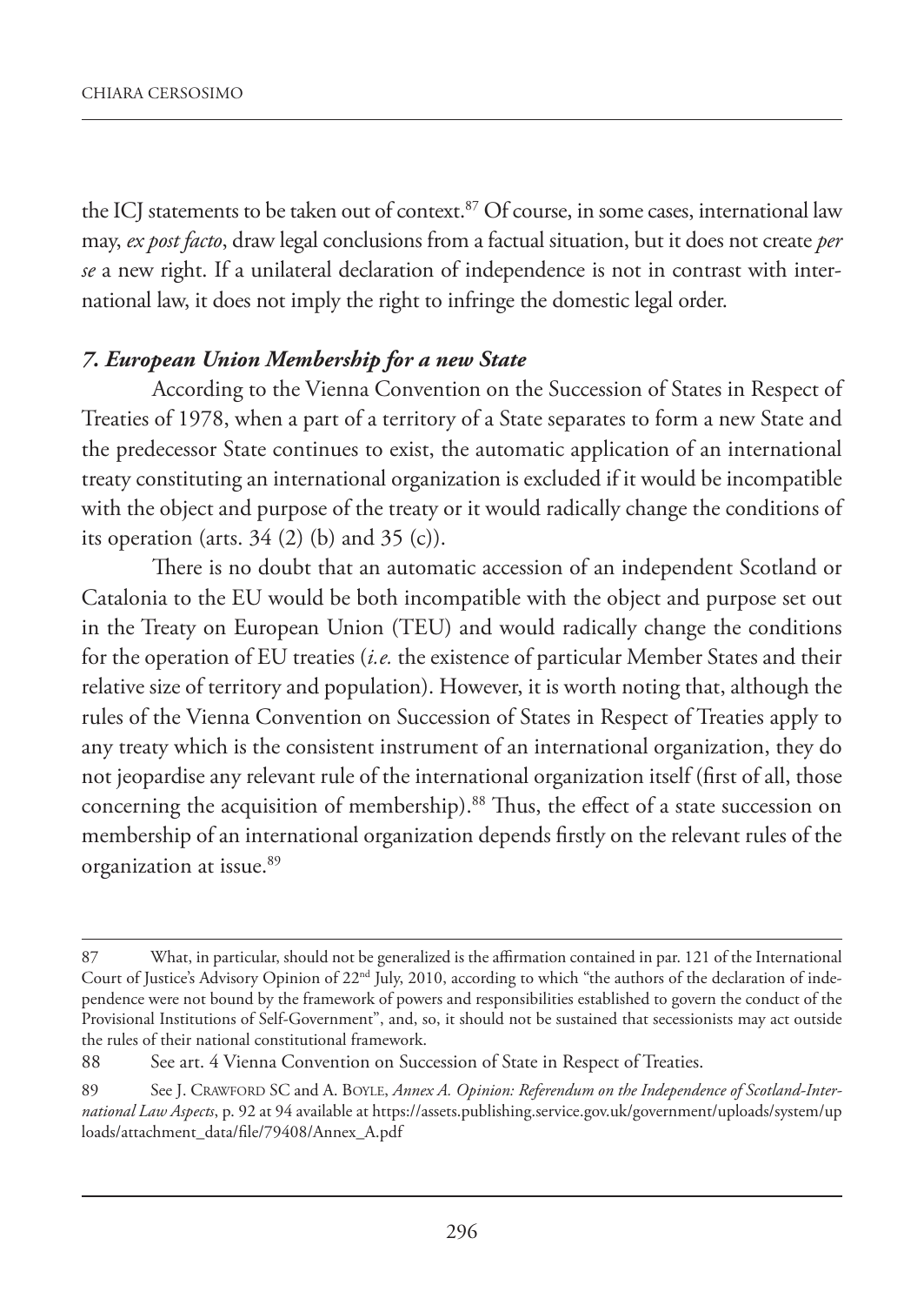the ICJ statements to be taken out of context.[87] Of course, in some cases, international law may, *ex post facto*, draw legal conclusions from a factual situation, but it does not create *per se* a new right. If a unilateral declaration of independence is not in contrast with international law, it does not imply the right to infringe the domestic legal order.

### *7. European Union Membership for a new State*

According to the Vienna Convention on the Succession of States in Respect of Treaties of 1978, when a part of a territory of a State separates to form a new State and the predecessor State continues to exist, the automatic application of an international treaty constituting an international organization is excluded if it would be incompatible with the object and purpose of the treaty or it would radically change the conditions of its operation (arts. 34 (2) (b) and 35 (c)).

There is no doubt that an automatic accession of an independent Scotland or Catalonia to the EU would be both incompatible with the object and purpose set out in the Treaty on European Union (TEU) and would radically change the conditions for the operation of EU treaties (*i.e.* the existence of particular Member States and their relative size of territory and population). However, it is worth noting that, although the rules of the Vienna Convention on Succession of States in Respect of Treaties apply to any treaty which is the consistent instrument of an international organization, they do not jeopardise any relevant rule of the international organization itself (first of all, those concerning the acquisition of membership).[88] Thus, the effect of a state succession on membership of an international organization depends firstly on the relevant rules of the organization at issue.[89]

---

87 What, in particular, should not be generalized is the affirmation contained in par. 121 of the International Court of Justice's Advisory Opinion of 22nd July, 2010, according to which "the authors of the declaration of independence were not bound by the framework of powers and responsibilities established to govern the conduct of the Provisional Institutions of Self-Government", and, so, it should not be sustained that secessionists may act outside the rules of their national constitutional framework.

88 See art. 4 Vienna Convention on Succession of State in Respect of Treaties.

89 See J. Crawford SC and A. Boyle, *Annex A. Opinion: Referendum on the Independence of Scotland-International Law Aspects*, p. 92 at 94 available at https://assets.publishing.service.gov.uk/government/uploads/system/uploads/attachment_data/file/79408/Annex_A.pdf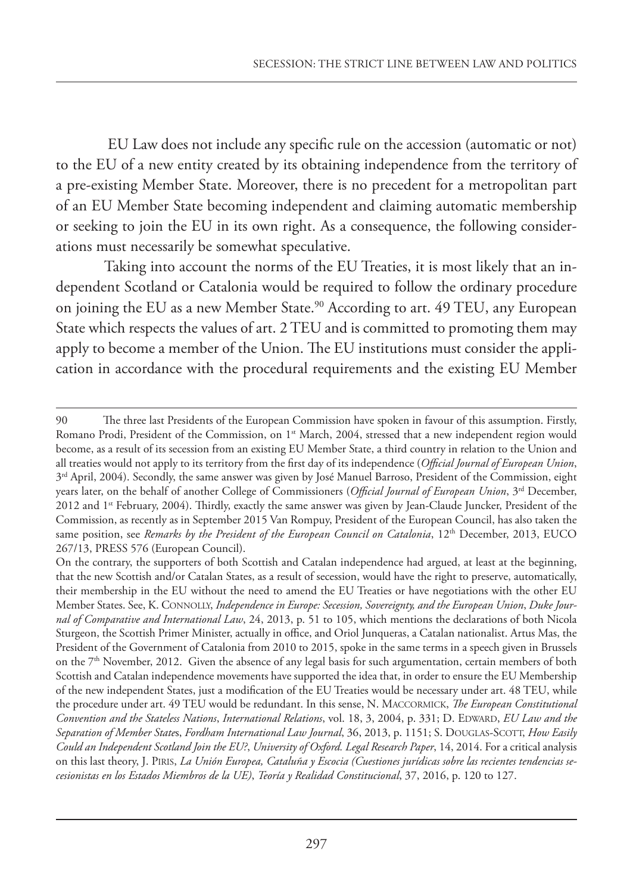EU Law does not include any specific rule on the accession (automatic or not) to the EU of a new entity created by its obtaining independence from the territory of a pre-existing Member State. Moreover, there is no precedent for a metropolitan part of an EU Member State becoming independent and claiming automatic membership or seeking to join the EU in its own right. As a consequence, the following considerations must necessarily be somewhat speculative.

Taking into account the norms of the EU Treaties, it is most likely that an independent Scotland or Catalonia would be required to follow the ordinary procedure on joining the EU as a new Member State.[90] According to art. 49 TEU, any European State which respects the values of art. 2 TEU and is committed to promoting them may apply to become a member of the Union. The EU institutions must consider the application in accordance with the procedural requirements and the existing EU Member

---

90 The three last Presidents of the European Commission have spoken in favour of this assumption. Firstly, Romano Prodi, President of the Commission, on 1st March, 2004, stressed that a new independent region would become, as a result of its secession from an existing EU Member State, a third country in relation to the Union and all treaties would not apply to its territory from the first day of its independence (*Official Journal of European Union*, 3rd April, 2004). Secondly, the same answer was given by José Manuel Barroso, President of the Commission, eight years later, on the behalf of another College of Commissioners (*Official Journal of European Union*, 3rd December, 2012 and 1st February, 2004). Thirdly, exactly the same answer was given by Jean-Claude Juncker, President of the Commission, as recently as in September 2015 Van Rompuy, President of the European Council, has also taken the same position, see *Remarks by the President of the European Council on Catalonia*, 12th December, 2013, EUCO 267/13, PRESS 576 (European Council).

On the contrary, the supporters of both Scottish and Catalan independence had argued, at least at the beginning, that the new Scottish and/or Catalan States, as a result of secession, would have the right to preserve, automatically, their membership in the EU without the need to amend the EU Treaties or have negotiations with the other EU Member States. See, K. CONNOLLY, *Independence in Europe: Secession, Sovereignty, and the European Union*, *Duke Journal of Comparative and International Law*, 24, 2013, p. 51 to 105, which mentions the declarations of both Nicola Sturgeon, the Scottish Primer Minister, actually in office, and Oriol Junqueras, a Catalan nationalist. Artus Mas, the President of the Government of Catalonia from 2010 to 2015, spoke in the same terms in a speech given in Brussels on the 7th November, 2012. Given the absence of any legal basis for such argumentation, certain members of both Scottish and Catalan independence movements have supported the idea that, in order to ensure the EU Membership of the new independent States, just a modification of the EU Treaties would be necessary under art. 48 TEU, while the procedure under art. 49 TEU would be redundant. In this sense, N. MACCORMICK, *The European Constitutional Convention and the Stateless Nations*, *International Relations*, vol. 18, 3, 2004, p. 331; D. EDWARD, *EU Law and the Separation of Member States*, *Fordham International Law Journal*, 36, 2013, p. 1151; S. DOUGLAS-SCOTT, *How Easily Could an Independent Scotland Join the EU?*, *University of Oxford. Legal Research Paper*, 14, 2014. For a critical analysis on this last theory, J. PIRIS, *La Unión Europea, Cataluña y Escocia (Cuestiones jurídicas sobre las recientes tendencias secesionistas en los Estados Miembros de la UE)*, *Teoría y Realidad Constitucional*, 37, 2016, p. 120 to 127.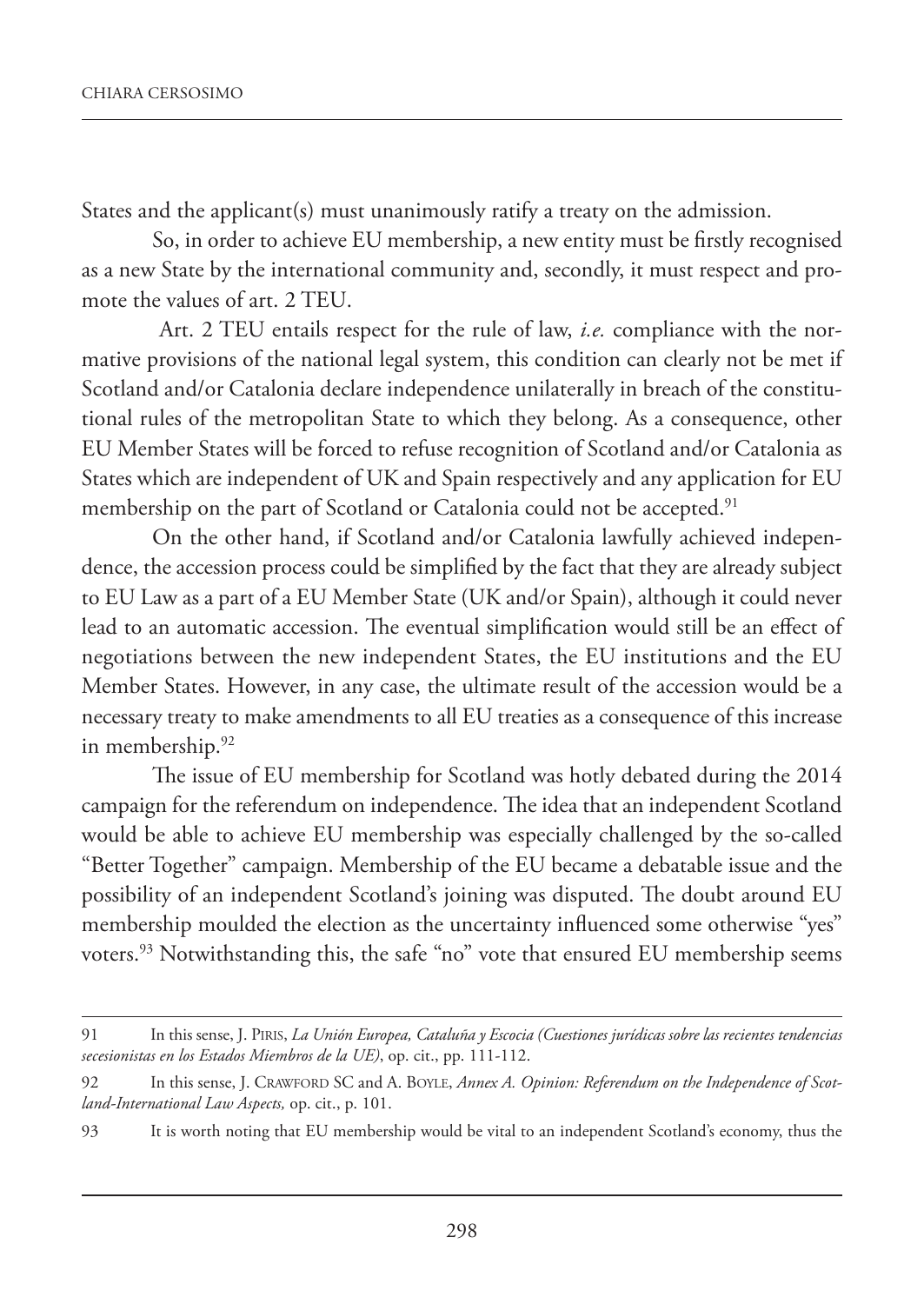States and the applicant(s) must unanimously ratify a treaty on the admission.

So, in order to achieve EU membership, a new entity must be firstly recognised as a new State by the international community and, secondly, it must respect and promote the values of art. 2 TEU.

Art. 2 TEU entails respect for the rule of law, *i.e.* compliance with the normative provisions of the national legal system, this condition can clearly not be met if Scotland and/or Catalonia declare independence unilaterally in breach of the constitutional rules of the metropolitan State to which they belong. As a consequence, other EU Member States will be forced to refuse recognition of Scotland and/or Catalonia as States which are independent of UK and Spain respectively and any application for EU membership on the part of Scotland or Catalonia could not be accepted.[91]

On the other hand, if Scotland and/or Catalonia lawfully achieved independence, the accession process could be simplified by the fact that they are already subject to EU Law as a part of a EU Member State (UK and/or Spain), although it could never lead to an automatic accession. The eventual simplification would still be an effect of negotiations between the new independent States, the EU institutions and the EU Member States. However, in any case, the ultimate result of the accession would be a necessary treaty to make amendments to all EU treaties as a consequence of this increase in membership.[92]

The issue of EU membership for Scotland was hotly debated during the 2014 campaign for the referendum on independence. The idea that an independent Scotland would be able to achieve EU membership was especially challenged by the so-called "Better Together" campaign. Membership of the EU became a debatable issue and the possibility of an independent Scotland's joining was disputed. The doubt around EU membership moulded the election as the uncertainty influenced some otherwise "yes" voters.[93] Notwithstanding this, the safe "no" vote that ensured EU membership seems

---

91 In this sense, J. PIRIS, *La Unión Europea, Cataluña y Escocia (Cuestiones jurídicas sobre las recientes tendencias secesionistas en los Estados Miembros de la UE)*, op. cit., pp. 111-112.

92 In this sense, J. CRAWFORD SC and A. BOYLE, *Annex A. Opinion: Referendum on the Independence of Scotland-International Law Aspects,* op. cit., p. 101.

93 It is worth noting that EU membership would be vital to an independent Scotland's economy, thus the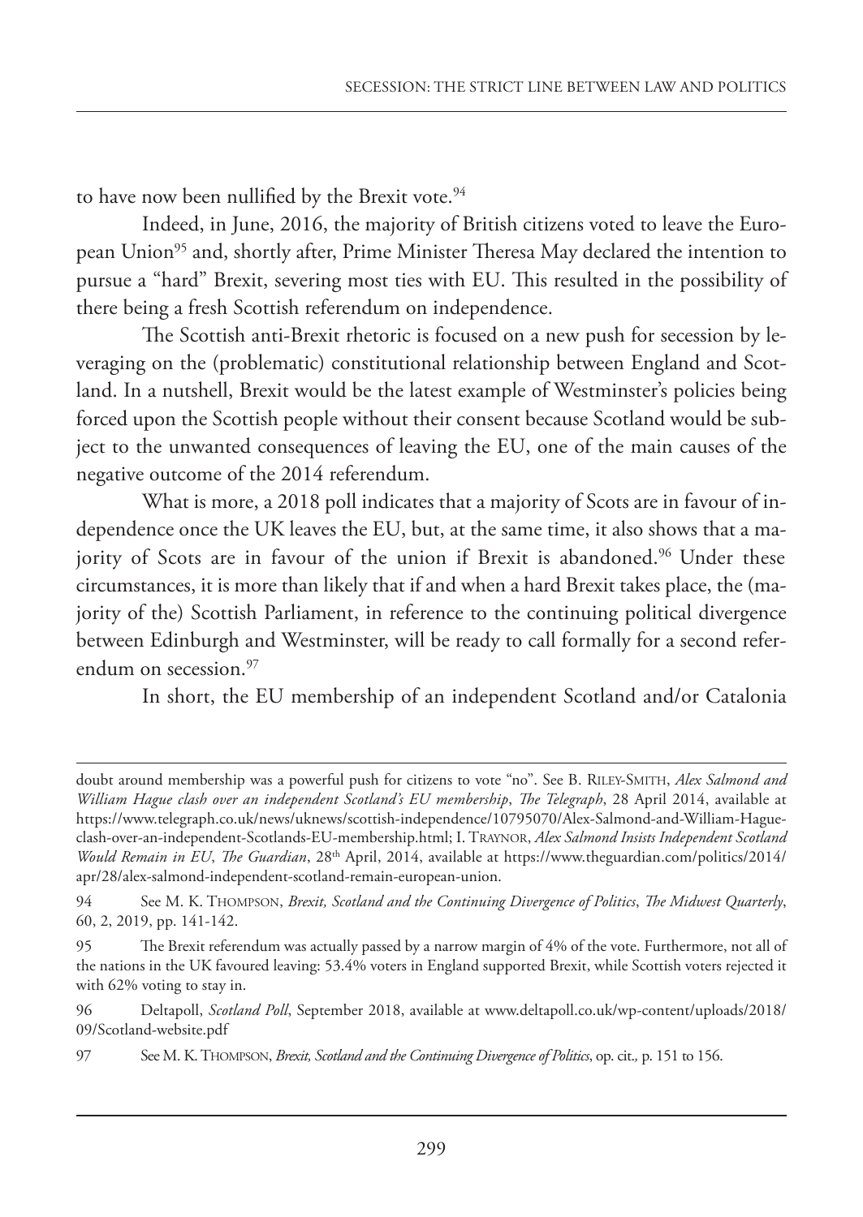to have now been nullified by the Brexit vote.[94]

Indeed, in June, 2016, the majority of British citizens voted to leave the European Union[95] and, shortly after, Prime Minister Theresa May declared the intention to pursue a "hard" Brexit, severing most ties with EU. This resulted in the possibility of there being a fresh Scottish referendum on independence.

The Scottish anti-Brexit rhetoric is focused on a new push for secession by leveraging on the (problematic) constitutional relationship between England and Scotland. In a nutshell, Brexit would be the latest example of Westminster's policies being forced upon the Scottish people without their consent because Scotland would be subject to the unwanted consequences of leaving the EU, one of the main causes of the negative outcome of the 2014 referendum.

What is more, a 2018 poll indicates that a majority of Scots are in favour of independence once the UK leaves the EU, but, at the same time, it also shows that a majority of Scots are in favour of the union if Brexit is abandoned.[96] Under these circumstances, it is more than likely that if and when a hard Brexit takes place, the (majority of the) Scottish Parliament, in reference to the continuing political divergence between Edinburgh and Westminster, will be ready to call formally for a second referendum on secession.[97]

In short, the EU membership of an independent Scotland and/or Catalonia

---

doubt around membership was a powerful push for citizens to vote "no". See B. RILEY-SMITH, *Alex Salmond and William Hague clash over an independent Scotland's EU membership*, *The Telegraph*, 28 April 2014, available at https://www.telegraph.co.uk/news/uknews/scottish-independence/10795070/Alex-Salmond-and-William-Hague-clash-over-an-independent-Scotlands-EU-membership.html; I. TRAYNOR, *Alex Salmond Insists Independent Scotland Would Remain in EU*, *The Guardian*, 28th April, 2014, available at https://www.theguardian.com/politics/2014/apr/28/alex-salmond-independent-scotland-remain-european-union.

94 See M. K. THOMPSON, *Brexit, Scotland and the Continuing Divergence of Politics*, *The Midwest Quarterly*, 60, 2, 2019, pp. 141-142.

95 The Brexit referendum was actually passed by a narrow margin of 4% of the vote. Furthermore, not all of the nations in the UK favoured leaving: 53.4% voters in England supported Brexit, while Scottish voters rejected it with 62% voting to stay in.

96 Deltapoll, *Scotland Poll*, September 2018, available at www.deltapoll.co.uk/wp-content/uploads/2018/09/Scotland-website.pdf

97 See M. K. THOMPSON, *Brexit, Scotland and the Continuing Divergence of Politics*, op. cit., p. 151 to 156.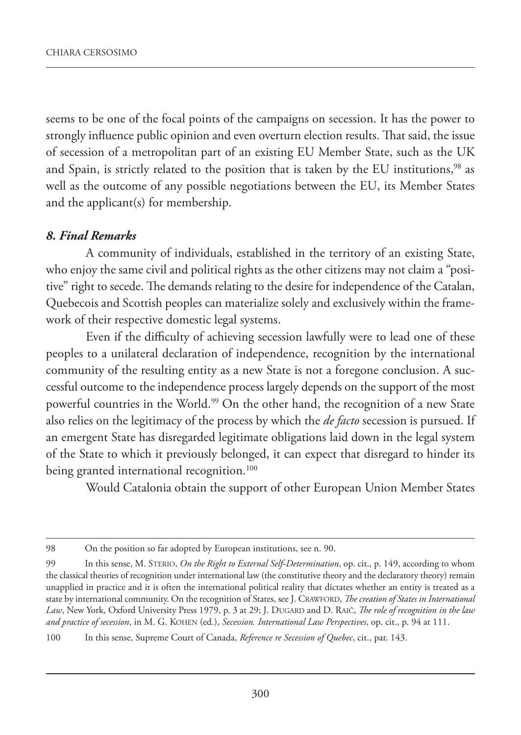seems to be one of the focal points of the campaigns on secession. It has the power to strongly influence public opinion and even overturn election results. That said, the issue of secession of a metropolitan part of an existing EU Member State, such as the UK and Spain, is strictly related to the position that is taken by the EU institutions,[98] as well as the outcome of any possible negotiations between the EU, its Member States and the applicant(s) for membership.

### *8. Final Remarks*

A community of individuals, established in the territory of an existing State, who enjoy the same civil and political rights as the other citizens may not claim a "positive" right to secede. The demands relating to the desire for independence of the Catalan, Quebecois and Scottish peoples can materialize solely and exclusively within the framework of their respective domestic legal systems.

Even if the difficulty of achieving secession lawfully were to lead one of these peoples to a unilateral declaration of independence, recognition by the international community of the resulting entity as a new State is not a foregone conclusion. A successful outcome to the independence process largely depends on the support of the most powerful countries in the World.[99] On the other hand, the recognition of a new State also relies on the legitimacy of the process by which the *de facto* secession is pursued. If an emergent State has disregarded legitimate obligations laid down in the legal system of the State to which it previously belonged, it can expect that disregard to hinder its being granted international recognition.[100]

Would Catalonia obtain the support of other European Union Member States

---

98 On the position so far adopted by European institutions, see n. 90.

99 In this sense, M. Sterio, *On the Right to External Self-Determination*, op. cit., p. 149, according to whom the classical theories of recognition under international law (the constitutive theory and the declaratory theory) remain unapplied in practice and it is often the international political reality that dictates whether an entity is treated as a state by international community. On the recognition of States, see J. Crawford, *The creation of States in International Law*, New York, Oxford University Press 1979, p. 3 at 29; J. Dugard and D. Raič, *The role of recognition in the law and practice of secession*, in M. G. Kohen (ed.), *Secession. International Law Perspectives*, op. cit., p. 94 at 111.

100 In this sense, Supreme Court of Canada, *Reference re Secession of Quebec*, cit., par. 143.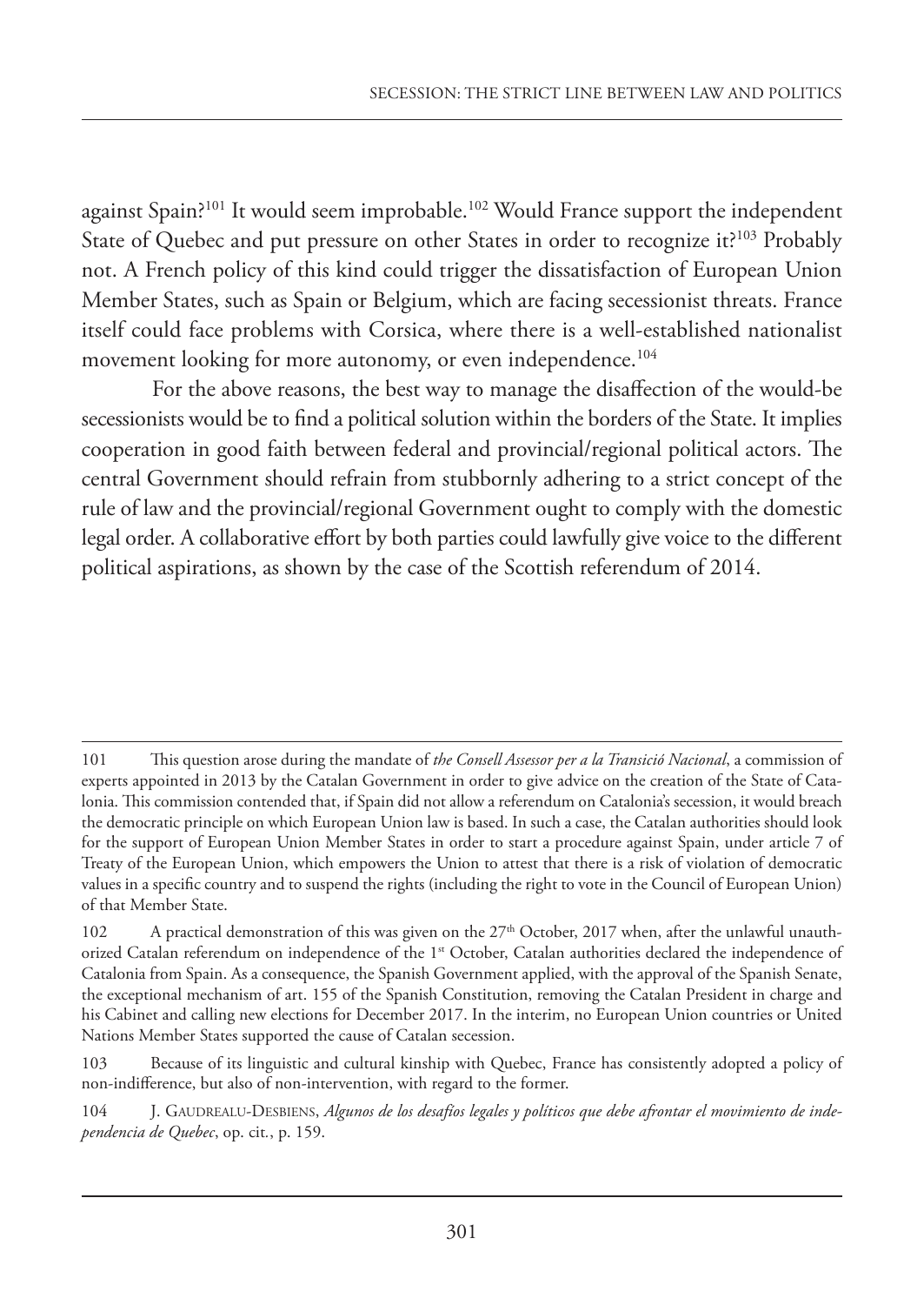against Spain?[101] It would seem improbable.[102] Would France support the independent State of Quebec and put pressure on other States in order to recognize it?[103] Probably not. A French policy of this kind could trigger the dissatisfaction of European Union Member States, such as Spain or Belgium, which are facing secessionist threats. France itself could face problems with Corsica, where there is a well-established nationalist movement looking for more autonomy, or even independence.[104]

For the above reasons, the best way to manage the disaffection of the would-be secessionists would be to find a political solution within the borders of the State. It implies cooperation in good faith between federal and provincial/regional political actors. The central Government should refrain from stubbornly adhering to a strict concept of the rule of law and the provincial/regional Government ought to comply with the domestic legal order. A collaborative effort by both parties could lawfully give voice to the different political aspirations, as shown by the case of the Scottish referendum of 2014.

---

101 This question arose during the mandate of *the Consell Assessor per a la Transició Nacional*, a commission of experts appointed in 2013 by the Catalan Government in order to give advice on the creation of the State of Catalonia. This commission contended that, if Spain did not allow a referendum on Catalonia's secession, it would breach the democratic principle on which European Union law is based. In such a case, the Catalan authorities should look for the support of European Union Member States in order to start a procedure against Spain, under article 7 of Treaty of the European Union, which empowers the Union to attest that there is a risk of violation of democratic values in a specific country and to suspend the rights (including the right to vote in the Council of European Union) of that Member State.

102 A practical demonstration of this was given on the 27th October, 2017 when, after the unlawful unauthorized Catalan referendum on independence of the 1st October, Catalan authorities declared the independence of Catalonia from Spain. As a consequence, the Spanish Government applied, with the approval of the Spanish Senate, the exceptional mechanism of art. 155 of the Spanish Constitution, removing the Catalan President in charge and his Cabinet and calling new elections for December 2017. In the interim, no European Union countries or United Nations Member States supported the cause of Catalan secession.

103 Because of its linguistic and cultural kinship with Quebec, France has consistently adopted a policy of non-indifference, but also of non-intervention, with regard to the former.

104 J. Gaudrealu-Desbiens, *Algunos de los desafíos legales y políticos que debe afrontar el movimiento de independencia de Quebec*, op. cit., p. 159.